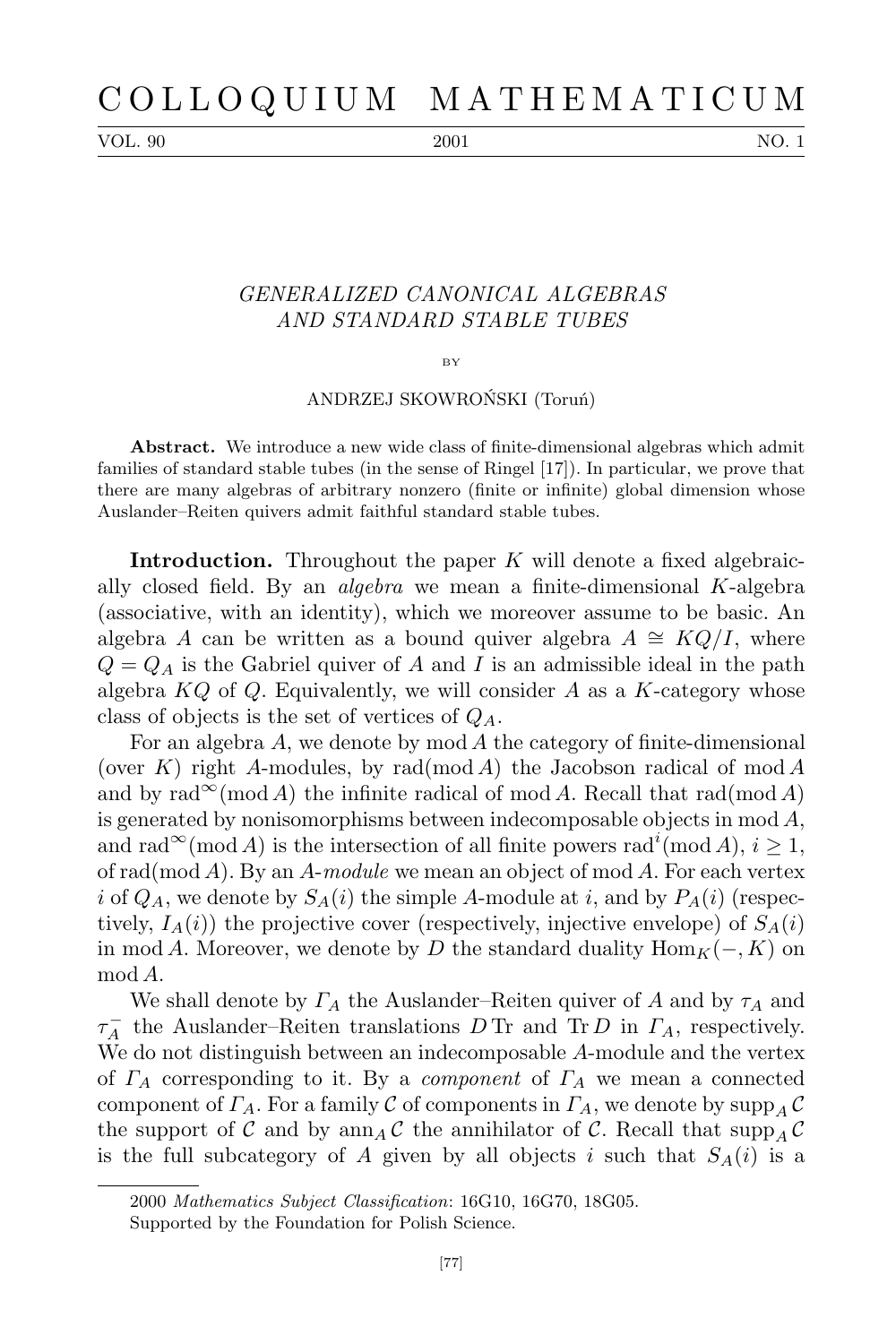# GENERALIZED CANONICAL ALGEBRAS AND STANDARD STABLE TUBES

BY

ANDRZEJ SKOWROŃSKI (Toruń)

**Abstract.** We introduce a new wide class of finite-dimensional algebras which admit families of standard stable tubes (in the sense of Ringel [17]). In particular, we prove that there are many algebras of arbitrary nonzero (finite or infinite) global dimension whose Auslander–Reiten quivers admit faithful standard stable tubes.

**Introduction.** Throughout the paper $K$ will denote a fixed algebraically closed field. By an *algebra* we mean a finite-dimensional $K$-algebra (associative, with an identity), which we moreover assume to be basic. An algebra $A$ can be written as a bound quiver algebra $A \cong KQ/I$, where $Q = Q_A$ is the Gabriel quiver of $A$ and $I$ is an admissible ideal in the path algebra $KQ$ of $Q$. Equivalently, we will consider $A$ as a $K$-category whose class of objects is the set of vertices of $Q_A$.

For an algebra $A$, we denote by $\operatorname{mod} A$ the category of finite-dimensional (over $K$) right $A$-modules, by $\operatorname{rad}(\operatorname{mod} A)$ the Jacobson radical of $\operatorname{mod} A$ and by $\operatorname{rad}^\infty(\operatorname{mod} A)$ the infinite radical of $\operatorname{mod} A$. Recall that $\operatorname{rad}(\operatorname{mod} A)$ is generated by nonisomorphisms between indecomposable objects in $\operatorname{mod} A$, and $\operatorname{rad}^\infty(\operatorname{mod} A)$ is the intersection of all finite powers $\operatorname{rad}^i(\operatorname{mod} A)$, $i \geq 1$, of $\operatorname{rad}(\operatorname{mod} A)$. By an *$A$-module* we mean an object of $\operatorname{mod} A$. For each vertex $i$ of $Q_A$, we denote by $S_A(i)$ the simple $A$-module at $i$, and by $P_A(i)$ (respectively, $I_A(i)$) the projective cover (respectively, injective envelope) of $S_A(i)$ in $\operatorname{mod} A$. Moreover, we denote by $D$ the standard duality $\operatorname{Hom}_K(-, K)$ on $\operatorname{mod} A$.

We shall denote by $\Gamma_A$ the Auslander–Reiten quiver of $A$ and by $\tau_A$ and $\tau_A^-$ the Auslander–Reiten translations $D\operatorname{Tr}$ and $\operatorname{Tr}D$ in $\Gamma_A$, respectively. We do not distinguish between an indecomposable $A$-module and the vertex of $\Gamma_A$ corresponding to it. By a *component* of $\Gamma_A$ we mean a connected component of $\Gamma_A$. For a family $\mathcal{C}$ of components in $\Gamma_A$, we denote by $\operatorname{supp}_A \mathcal{C}$ the support of $\mathcal{C}$ and by $\operatorname{ann}_A \mathcal{C}$ the annihilator of $\mathcal{C}$. Recall that $\operatorname{supp}_A \mathcal{C}$ is the full subcategory of $A$ given by all objects $i$ such that $S_A(i)$ is a

---

2000 *Mathematics Subject Classification*: 16G10, 16G70, 18G05.

Supported by the Foundation for Polish Science.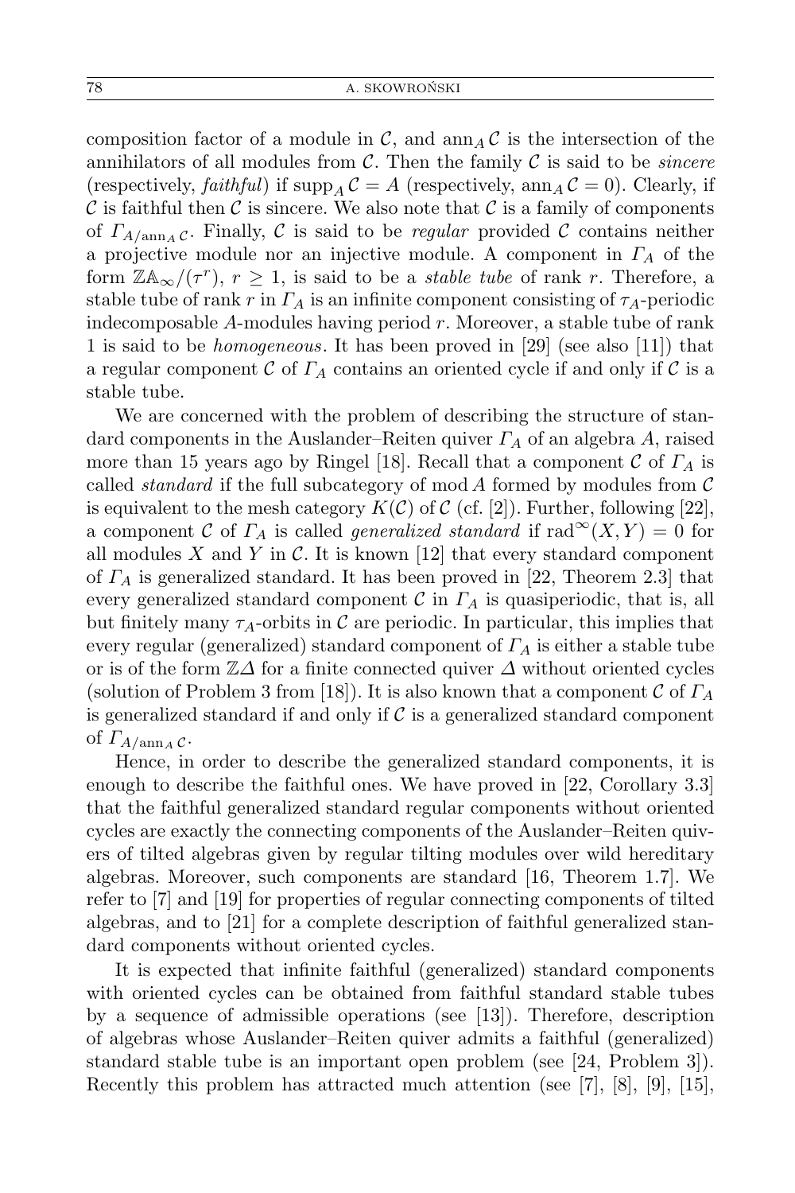composition factor of a module in $\mathcal{C}$, and $\operatorname{ann}_A \mathcal{C}$ is the intersection of the annihilators of all modules from $\mathcal{C}$. Then the family $\mathcal{C}$ is said to be *sincere* (respectively, *faithful*) if $\operatorname{supp}_A \mathcal{C} = A$ (respectively, $\operatorname{ann}_A \mathcal{C} = 0$). Clearly, if $\mathcal{C}$ is faithful then $\mathcal{C}$ is sincere. We also note that $\mathcal{C}$ is a family of components of $\Gamma_{A/\operatorname{ann}_A \mathcal{C}}$. Finally, $\mathcal{C}$ is said to be *regular* provided $\mathcal{C}$ contains neither a projective module nor an injective module. A component in $\Gamma_A$ of the form $\mathbb{Z}\mathbb{A}_\infty/(\tau^r)$, $r \geq 1$, is said to be a *stable tube* of rank $r$. Therefore, a stable tube of rank $r$ in $\Gamma_A$ is an infinite component consisting of $\tau_A$-periodic indecomposable $A$-modules having period $r$. Moreover, a stable tube of rank 1 is said to be *homogeneous*. It has been proved in [29] (see also [11]) that a regular component $\mathcal{C}$ of $\Gamma_A$ contains an oriented cycle if and only if $\mathcal{C}$ is a stable tube.

We are concerned with the problem of describing the structure of standard components in the Auslander–Reiten quiver $\Gamma_A$ of an algebra $A$, raised more than 15 years ago by Ringel [18]. Recall that a component $\mathcal{C}$ of $\Gamma_A$ is called *standard* if the full subcategory of $\operatorname{mod} A$ formed by modules from $\mathcal{C}$ is equivalent to the mesh category $K(\mathcal{C})$ of $\mathcal{C}$ (cf. [2]). Further, following [22], a component $\mathcal{C}$ of $\Gamma_A$ is called *generalized standard* if $\operatorname{rad}^\infty(X,Y) = 0$ for all modules $X$ and $Y$ in $\mathcal{C}$. It is known [12] that every standard component of $\Gamma_A$ is generalized standard. It has been proved in [22, Theorem 2.3] that every generalized standard component $\mathcal{C}$ in $\Gamma_A$ is quasiperiodic, that is, all but finitely many $\tau_A$-orbits in $\mathcal{C}$ are periodic. In particular, this implies that every regular (generalized) standard component of $\Gamma_A$ is either a stable tube or is of the form $\mathbb{Z}\Delta$ for a finite connected quiver $\Delta$ without oriented cycles (solution of Problem 3 from [18]). It is also known that a component $\mathcal{C}$ of $\Gamma_A$ is generalized standard if and only if $\mathcal{C}$ is a generalized standard component of $\Gamma_{A/\operatorname{ann}_A \mathcal{C}}$.

Hence, in order to describe the generalized standard components, it is enough to describe the faithful ones. We have proved in [22, Corollary 3.3] that the faithful generalized standard regular components without oriented cycles are exactly the connecting components of the Auslander–Reiten quivers of tilted algebras given by regular tilting modules over wild hereditary algebras. Moreover, such components are standard [16, Theorem 1.7]. We refer to [7] and [19] for properties of regular connecting components of tilted algebras, and to [21] for a complete description of faithful generalized standard components without oriented cycles.

It is expected that infinite faithful (generalized) standard components with oriented cycles can be obtained from faithful standard stable tubes by a sequence of admissible operations (see [13]). Therefore, description of algebras whose Auslander–Reiten quiver admits a faithful (generalized) standard stable tube is an important open problem (see [24, Problem 3]). Recently this problem has attracted much attention (see [7], [8], [9], [15],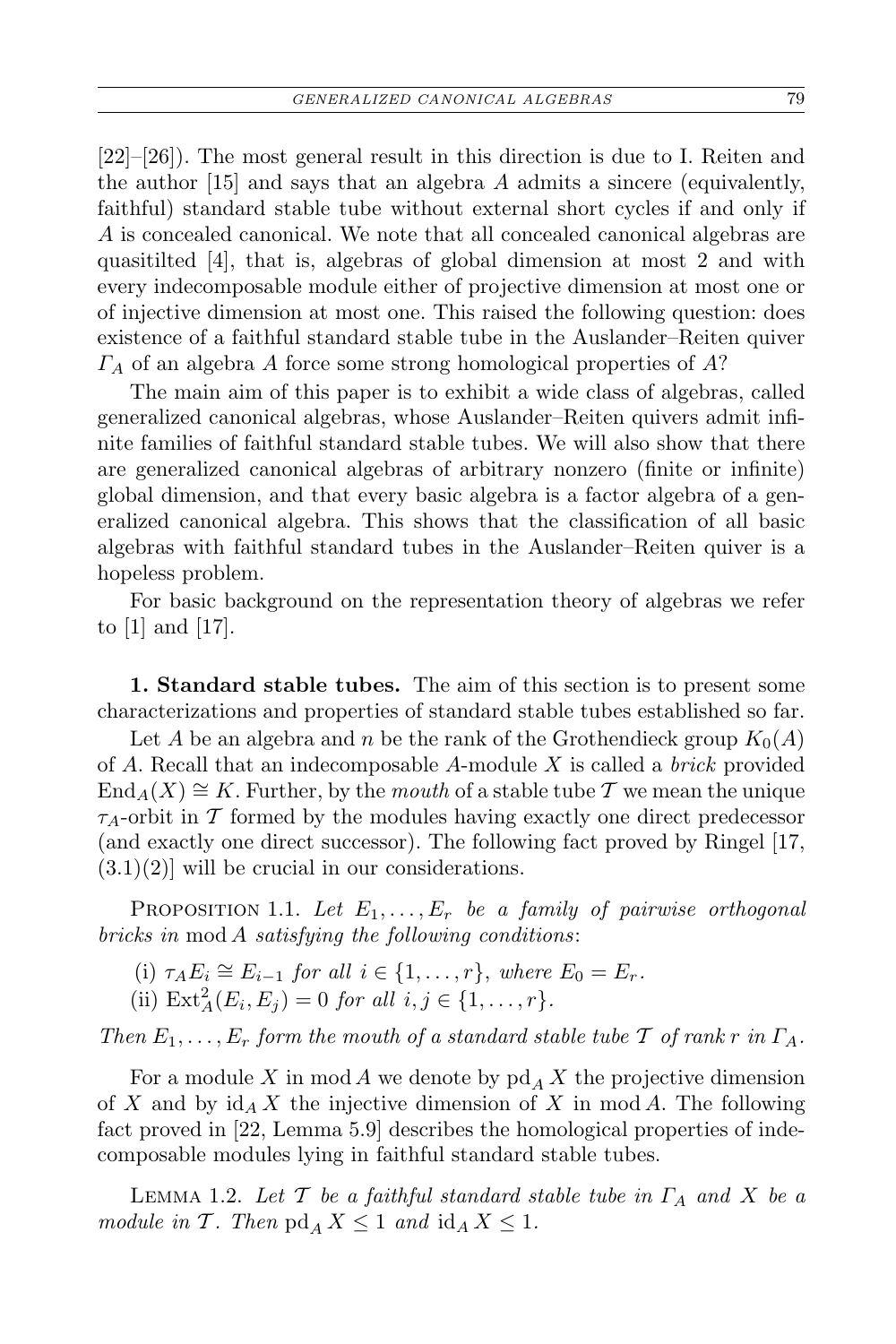[22]–[26]). The most general result in this direction is due to I. Reiten and the author [15] and says that an algebra $A$ admits a sincere (equivalently, faithful) standard stable tube without external short cycles if and only if $A$ is concealed canonical. We note that all concealed canonical algebras are quasitilted [4], that is, algebras of global dimension at most 2 and with every indecomposable module either of projective dimension at most one or of injective dimension at most one. This raised the following question: does existence of a faithful standard stable tube in the Auslander–Reiten quiver $\Gamma_A$ of an algebra $A$ force some strong homological properties of $A$?

The main aim of this paper is to exhibit a wide class of algebras, called generalized canonical algebras, whose Auslander–Reiten quivers admit infinite families of faithful standard stable tubes. We will also show that there are generalized canonical algebras of arbitrary nonzero (finite or infinite) global dimension, and that every basic algebra is a factor algebra of a generalized canonical algebra. This shows that the classification of all basic algebras with faithful standard tubes in the Auslander–Reiten quiver is a hopeless problem.

For basic background on the representation theory of algebras we refer to [1] and [17].

## 1. Standard stable tubes.

The aim of this section is to present some characterizations and properties of standard stable tubes established so far.

Let $A$ be an algebra and $n$ be the rank of the Grothendieck group $K_0(A)$ of $A$. Recall that an indecomposable $A$-module $X$ is called a *brick* provided $\operatorname{End}_A(X) \cong K$. Further, by the *mouth* of a stable tube $\mathcal{T}$ we mean the unique $\tau_A$-orbit in $\mathcal{T}$ formed by the modules having exactly one direct predecessor (and exactly one direct successor). The following fact proved by Ringel [17, (3.1)(2)] will be crucial in our considerations.

Proposition 1.1. *Let $E_1, \ldots, E_r$ be a family of pairwise orthogonal bricks in* $\operatorname{mod} A$ *satisfying the following conditions*:

(i) $\tau_A E_i \cong E_{i-1}$ *for all* $i \in \{1, \ldots, r\}$, *where* $E_0 = E_r$.
(ii) $\operatorname{Ext}^2_A(E_i, E_j) = 0$ *for all* $i, j \in \{1, \ldots, r\}$.

*Then $E_1, \ldots, E_r$ form the mouth of a standard stable tube $\mathcal{T}$ of rank $r$ in $\Gamma_A$.*

For a module $X$ in $\operatorname{mod} A$ we denote by $\operatorname{pd}_A X$ the projective dimension of $X$ and by $\operatorname{id}_A X$ the injective dimension of $X$ in $\operatorname{mod} A$. The following fact proved in [22, Lemma 5.9] describes the homological properties of indecomposable modules lying in faithful standard stable tubes.

Lemma 1.2. *Let $\mathcal{T}$ be a faithful standard stable tube in $\Gamma_A$ and $X$ be a module in $\mathcal{T}$. Then* $\operatorname{pd}_A X \leq 1$ *and* $\operatorname{id}_A X \leq 1$.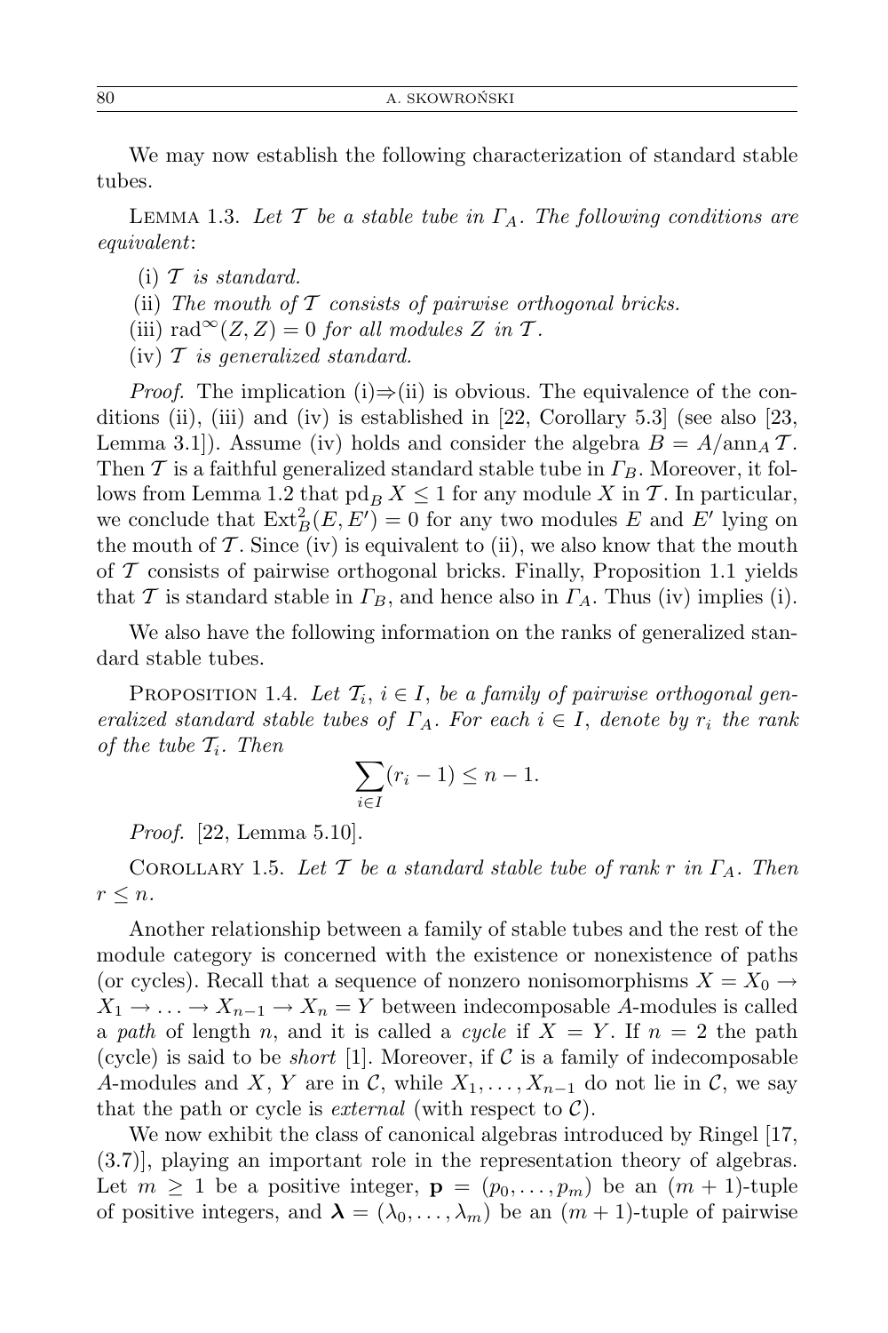We may now establish the following characterization of standard stable tubes.

Lemma 1.3. *Let $\mathcal{T}$ be a stable tube in $\Gamma_A$. The following conditions are equivalent*:

(i) *$\mathcal{T}$ is standard.*

(ii) *The mouth of $\mathcal{T}$ consists of pairwise orthogonal bricks.*

(iii) $\operatorname{rad}^\infty(Z, Z) = 0$ *for all modules $Z$ in $\mathcal{T}$.*

(iv) *$\mathcal{T}$ is generalized standard.*

*Proof.* The implication (i)⇒(ii) is obvious. The equivalence of the conditions (ii), (iii) and (iv) is established in [22, Corollary 5.3] (see also [23, Lemma 3.1]). Assume (iv) holds and consider the algebra $B = A/\operatorname{ann}_A \mathcal{T}$. Then $\mathcal{T}$ is a faithful generalized standard stable tube in $\Gamma_B$. Moreover, it follows from Lemma 1.2 that $\operatorname{pd}_B X \leq 1$ for any module $X$ in $\mathcal{T}$. In particular, we conclude that $\operatorname{Ext}^2_B(E, E') = 0$ for any two modules $E$ and $E'$ lying on the mouth of $\mathcal{T}$. Since (iv) is equivalent to (ii), we also know that the mouth of $\mathcal{T}$ consists of pairwise orthogonal bricks. Finally, Proposition 1.1 yields that $\mathcal{T}$ is standard stable in $\Gamma_B$, and hence also in $\Gamma_A$. Thus (iv) implies (i).

We also have the following information on the ranks of generalized standard stable tubes.

Proposition 1.4. *Let $\mathcal{T}_i$, $i \in I$, be a family of pairwise orthogonal generalized standard stable tubes of $\Gamma_A$. For each $i \in I$, denote by $r_i$ the rank of the tube $\mathcal{T}_i$. Then*

$$\sum_{i \in I} (r_i - 1) \leq n - 1.$$

*Proof.* [22, Lemma 5.10].

Corollary 1.5. *Let $\mathcal{T}$ be a standard stable tube of rank $r$ in $\Gamma_A$. Then $r \leq n$.*

Another relationship between a family of stable tubes and the rest of the module category is concerned with the existence or nonexistence of paths (or cycles). Recall that a sequence of nonzero nonisomorphisms $X = X_0 \to X_1 \to \ldots \to X_{n-1} \to X_n = Y$ between indecomposable $A$-modules is called a *path* of length $n$, and it is called a *cycle* if $X = Y$. If $n = 2$ the path (cycle) is said to be *short* [1]. Moreover, if $\mathcal{C}$ is a family of indecomposable $A$-modules and $X$, $Y$ are in $\mathcal{C}$, while $X_1, \ldots, X_{n-1}$ do not lie in $\mathcal{C}$, we say that the path or cycle is *external* (with respect to $\mathcal{C}$).

We now exhibit the class of canonical algebras introduced by Ringel [17, (3.7)], playing an important role in the representation theory of algebras. Let $m \geq 1$ be a positive integer, $\mathbf{p} = (p_0, \ldots, p_m)$ be an $(m+1)$-tuple of positive integers, and $\boldsymbol{\lambda} = (\lambda_0, \ldots, \lambda_m)$ be an $(m+1)$-tuple of pairwise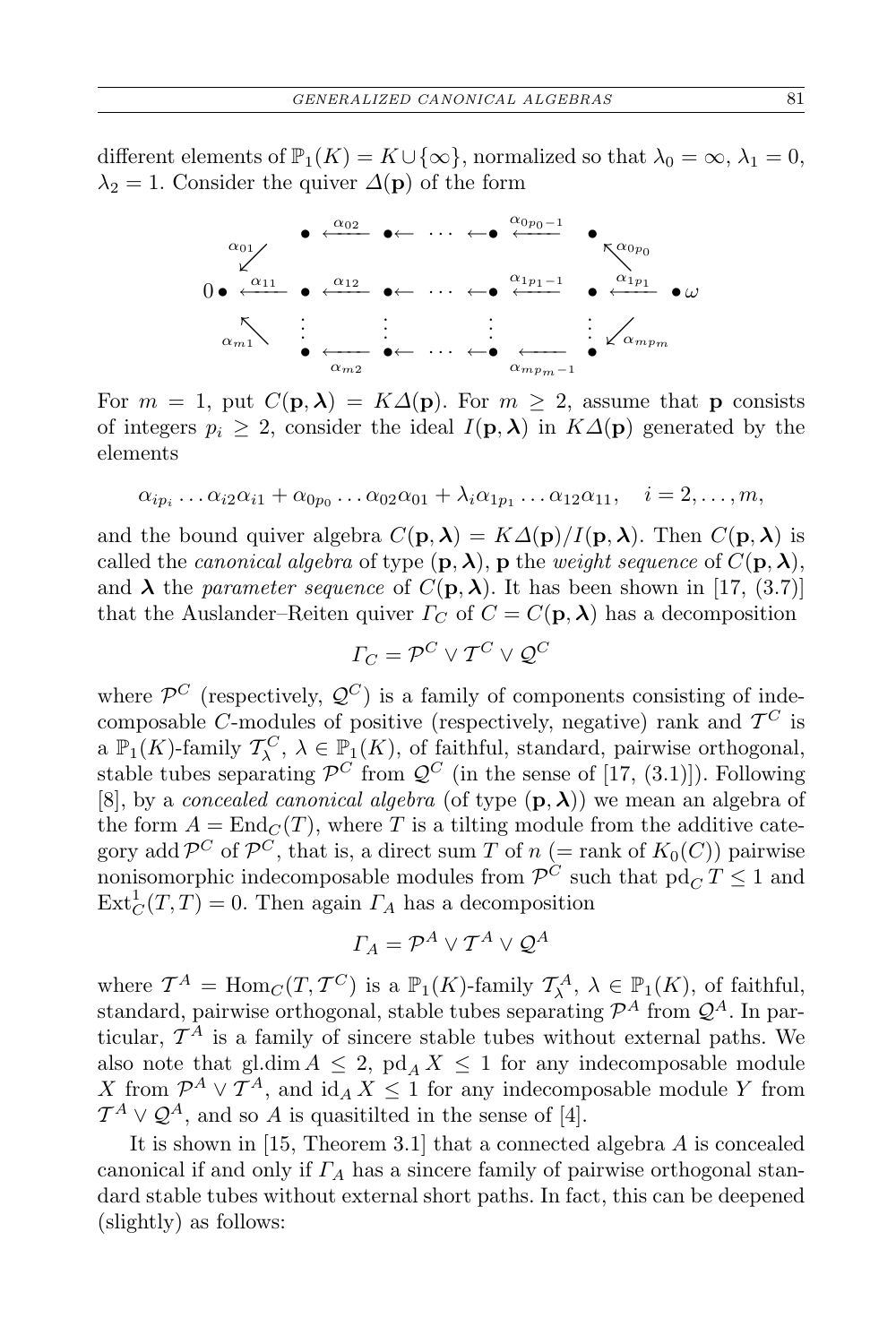different elements of $\mathbb{P}_1(K) = K \cup \{\infty\}$, normalized so that $\lambda_0 = \infty$, $\lambda_1 = 0$, $\lambda_2 = 1$. Consider the quiver $\Delta(\mathbf{p})$ of the form

$$
\begin{array}{ccccccccccc}
 & & \bullet & \xleftarrow{\alpha_{02}} & \bullet\leftarrow & \cdots & \leftarrow\bullet & \xleftarrow{\alpha_{0p_0-1}} & \bullet & & \\
 & \swarrow^{\alpha_{01}} & & & & & & & & \nwarrow^{\alpha_{0p_0}} & \\
0\,\bullet & \xleftarrow{\alpha_{11}} & \bullet & \xleftarrow{\alpha_{12}} & \bullet\leftarrow & \cdots & \leftarrow\bullet & \xleftarrow{\alpha_{1p_1-1}} & \bullet & \xleftarrow{\alpha_{1p_1}} & \bullet\,\omega \\
 & \nwarrow_{\alpha_{m1}} & \vdots & & \vdots & & \vdots & & \vdots & \swarrow_{\alpha_{mp_m}} & \\
 & & \bullet & \xleftarrow[\alpha_{m2}]{} & \bullet\leftarrow & \cdots & \leftarrow\bullet & \xleftarrow[\alpha_{mp_m-1}]{} & \bullet & &
\end{array}
$$

For $m = 1$, put $C(\mathbf{p}, \boldsymbol{\lambda}) = K\Delta(\mathbf{p})$. For $m \geq 2$, assume that $\mathbf{p}$ consists of integers $p_i \geq 2$, consider the ideal $I(\mathbf{p}, \boldsymbol{\lambda})$ in $K\Delta(\mathbf{p})$ generated by the elements

$$\alpha_{ip_i} \ldots \alpha_{i2}\alpha_{i1} + \alpha_{0p_0} \ldots \alpha_{02}\alpha_{01} + \lambda_i \alpha_{1p_1} \ldots \alpha_{12}\alpha_{11}, \quad i = 2, \ldots, m,$$

and the bound quiver algebra $C(\mathbf{p}, \boldsymbol{\lambda}) = K\Delta(\mathbf{p})/I(\mathbf{p}, \boldsymbol{\lambda})$. Then $C(\mathbf{p}, \boldsymbol{\lambda})$ is called the *canonical algebra* of type $(\mathbf{p}, \boldsymbol{\lambda})$, $\mathbf{p}$ the *weight sequence* of $C(\mathbf{p}, \boldsymbol{\lambda})$, and $\boldsymbol{\lambda}$ the *parameter sequence* of $C(\mathbf{p}, \boldsymbol{\lambda})$. It has been shown in [17, (3.7)] that the Auslander–Reiten quiver $\Gamma_C$ of $C = C(\mathbf{p}, \boldsymbol{\lambda})$ has a decomposition

$$\Gamma_C = \mathcal{P}^C \vee \mathcal{T}^C \vee \mathcal{Q}^C$$

where $\mathcal{P}^C$ (respectively, $\mathcal{Q}^C$) is a family of components consisting of indecomposable $C$-modules of positive (respectively, negative) rank and $\mathcal{T}^C$ is a $\mathbb{P}_1(K)$-family $\mathcal{T}^C_\lambda$, $\lambda \in \mathbb{P}_1(K)$, of faithful, standard, pairwise orthogonal, stable tubes separating $\mathcal{P}^C$ from $\mathcal{Q}^C$ (in the sense of [17, (3.1)]). Following [8], by a *concealed canonical algebra* (of type $(\mathbf{p}, \boldsymbol{\lambda})$) we mean an algebra of the form $A = \operatorname{End}_C(T)$, where $T$ is a tilting module from the additive category $\operatorname{add} \mathcal{P}^C$ of $\mathcal{P}^C$, that is, a direct sum $T$ of $n$ (= rank of $K_0(C)$) pairwise nonisomorphic indecomposable modules from $\mathcal{P}^C$ such that $\operatorname{pd}_C T \leq 1$ and $\operatorname{Ext}^1_C(T, T) = 0$. Then again $\Gamma_A$ has a decomposition

$$\Gamma_A = \mathcal{P}^A \vee \mathcal{T}^A \vee \mathcal{Q}^A$$

where $\mathcal{T}^A = \operatorname{Hom}_C(T, \mathcal{T}^C)$ is a $\mathbb{P}_1(K)$-family $\mathcal{T}^A_\lambda$, $\lambda \in \mathbb{P}_1(K)$, of faithful, standard, pairwise orthogonal, stable tubes separating $\mathcal{P}^A$ from $\mathcal{Q}^A$. In particular, $\mathcal{T}^A$ is a family of sincere stable tubes without external paths. We also note that $\operatorname{gl.dim} A \leq 2$, $\operatorname{pd}_A X \leq 1$ for any indecomposable module $X$ from $\mathcal{P}^A \vee \mathcal{T}^A$, and $\operatorname{id}_A X \leq 1$ for any indecomposable module $Y$ from $\mathcal{T}^A \vee \mathcal{Q}^A$, and so $A$ is quasitilted in the sense of [4].

It is shown in [15, Theorem 3.1] that a connected algebra $A$ is concealed canonical if and only if $\Gamma_A$ has a sincere family of pairwise orthogonal standard stable tubes without external short paths. In fact, this can be deepened (slightly) as follows: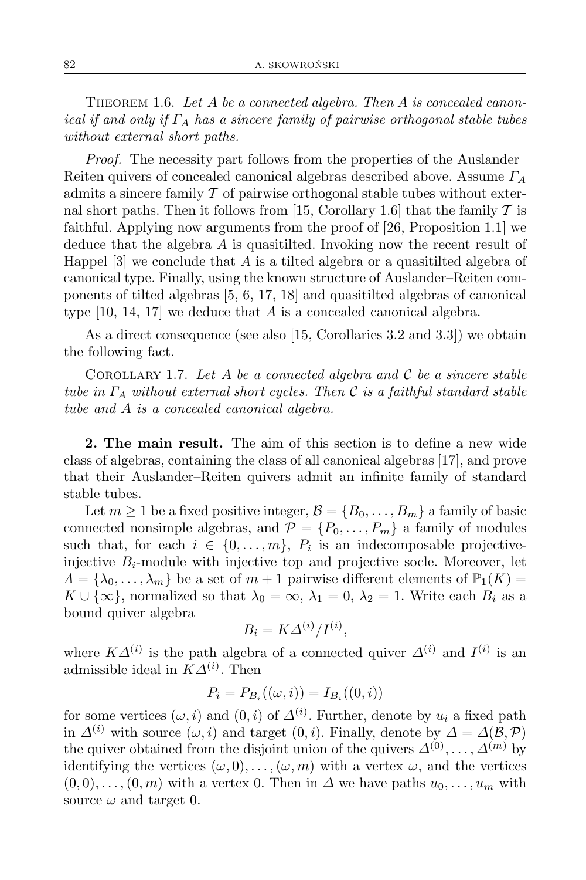THEOREM 1.6. *Let $A$ be a connected algebra. Then $A$ is concealed canonical if and only if $\Gamma_A$ has a sincere family of pairwise orthogonal stable tubes without external short paths.*

*Proof.* The necessity part follows from the properties of the Auslander–Reiten quivers of concealed canonical algebras described above. Assume $\Gamma_A$ admits a sincere family $\mathcal{T}$ of pairwise orthogonal stable tubes without external short paths. Then it follows from [15, Corollary 1.6] that the family $\mathcal{T}$ is faithful. Applying now arguments from the proof of [26, Proposition 1.1] we deduce that the algebra $A$ is quasitilted. Invoking now the recent result of Happel [3] we conclude that $A$ is a tilted algebra or a quasitilted algebra of canonical type. Finally, using the known structure of Auslander–Reiten components of tilted algebras [5, 6, 17, 18] and quasitilted algebras of canonical type [10, 14, 17] we deduce that $A$ is a concealed canonical algebra.

As a direct consequence (see also [15, Corollaries 3.2 and 3.3]) we obtain the following fact.

COROLLARY 1.7. *Let $A$ be a connected algebra and $\mathcal{C}$ be a sincere stable tube in $\Gamma_A$ without external short cycles. Then $\mathcal{C}$ is a faithful standard stable tube and $A$ is a concealed canonical algebra.*

**2. The main result.** The aim of this section is to define a new wide class of algebras, containing the class of all canonical algebras [17], and prove that their Auslander–Reiten quivers admit an infinite family of standard stable tubes.

Let $m \geq 1$ be a fixed positive integer, $\mathcal{B} = \{B_0, \ldots, B_m\}$ a family of basic connected nonsimple algebras, and $\mathcal{P} = \{P_0, \ldots, P_m\}$ a family of modules such that, for each $i \in \{0, \ldots, m\}$, $P_i$ is an indecomposable projective-injective $B_i$-module with injective top and projective socle. Moreover, let $\Lambda = \{\lambda_0, \ldots, \lambda_m\}$ be a set of $m+1$ pairwise different elements of $\mathbb{P}_1(K) = K \cup \{\infty\}$, normalized so that $\lambda_0 = \infty$, $\lambda_1 = 0$, $\lambda_2 = 1$. Write each $B_i$ as a bound quiver algebra

$$B_i = K\Delta^{(i)}/I^{(i)},$$

where $K\Delta^{(i)}$ is the path algebra of a connected quiver $\Delta^{(i)}$ and $I^{(i)}$ is an admissible ideal in $K\Delta^{(i)}$. Then

$$P_i = P_{B_i}((\omega, i)) = I_{B_i}((0, i))$$

for some vertices $(\omega, i)$ and $(0, i)$ of $\Delta^{(i)}$. Further, denote by $u_i$ a fixed path in $\Delta^{(i)}$ with source $(\omega, i)$ and target $(0, i)$. Finally, denote by $\Delta = \Delta(\mathcal{B}, \mathcal{P})$ the quiver obtained from the disjoint union of the quivers $\Delta^{(0)}, \ldots, \Delta^{(m)}$ by identifying the vertices $(\omega, 0), \ldots, (\omega, m)$ with a vertex $\omega$, and the vertices $(0, 0), \ldots, (0, m)$ with a vertex $0$. Then in $\Delta$ we have paths $u_0, \ldots, u_m$ with source $\omega$ and target $0$.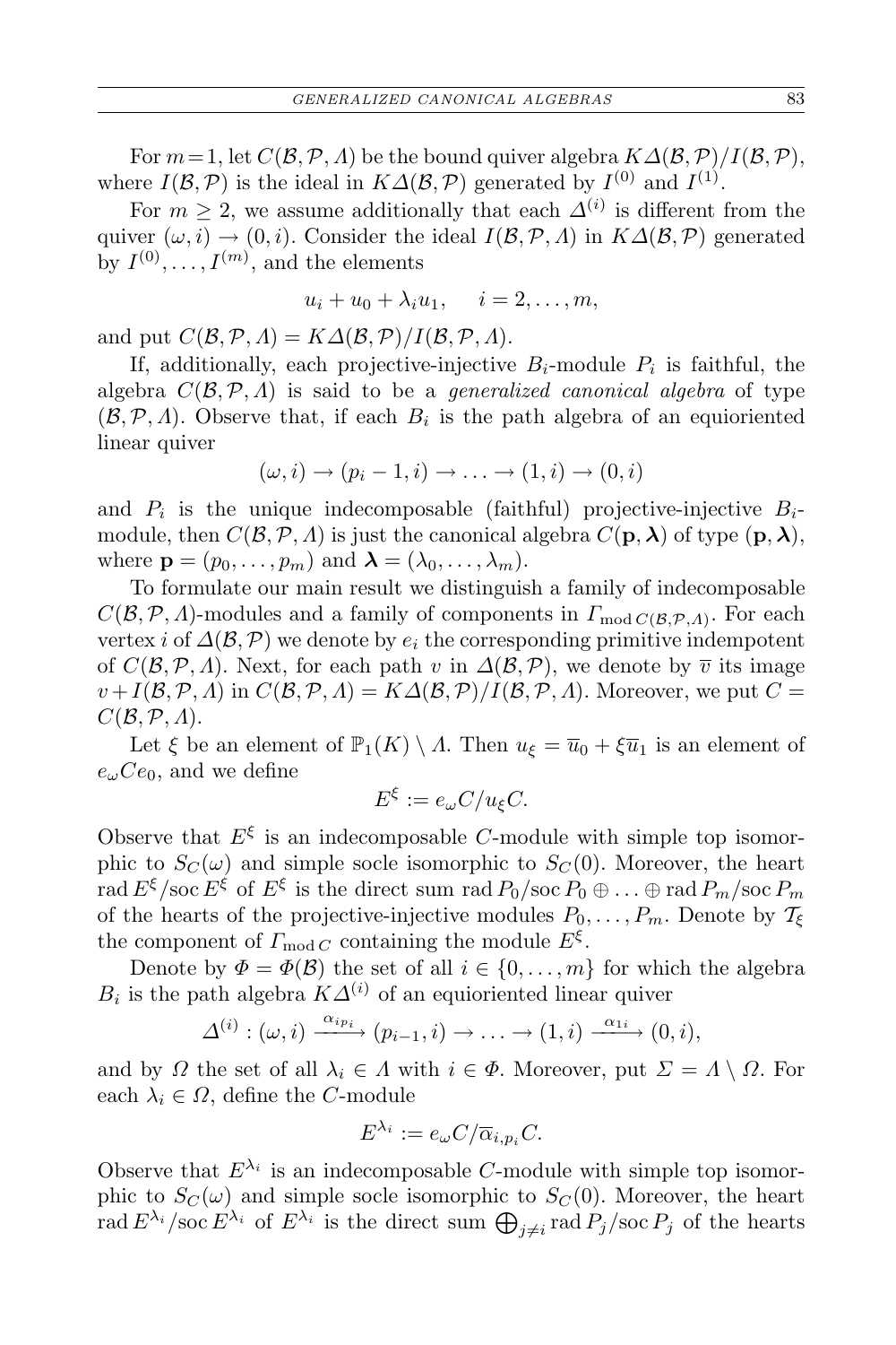For $m=1$, let $C(\mathcal{B},\mathcal{P},\Lambda)$ be the bound quiver algebra $K\Delta(\mathcal{B},\mathcal{P})/I(\mathcal{B},\mathcal{P})$, where $I(\mathcal{B},\mathcal{P})$ is the ideal in $K\Delta(\mathcal{B},\mathcal{P})$ generated by $I^{(0)}$ and $I^{(1)}$.

For $m \geq 2$, we assume additionally that each $\Delta^{(i)}$ is different from the quiver $(\omega,i) \to (0,i)$. Consider the ideal $I(\mathcal{B},\mathcal{P},\Lambda)$ in $K\Delta(\mathcal{B},\mathcal{P})$ generated by $I^{(0)},\dots,I^{(m)}$, and the elements

$$u_i + u_0 + \lambda_i u_1, \quad i = 2,\dots,m,$$

and put $C(\mathcal{B},\mathcal{P},\Lambda) = K\Delta(\mathcal{B},\mathcal{P})/I(\mathcal{B},\mathcal{P},\Lambda)$.

If, additionally, each projective-injective $B_i$-module $P_i$ is faithful, the algebra $C(\mathcal{B},\mathcal{P},\Lambda)$ is said to be a *generalized canonical algebra* of type $(\mathcal{B},\mathcal{P},\Lambda)$. Observe that, if each $B_i$ is the path algebra of an equioriented linear quiver

$$(\omega,i) \to (p_i-1,i) \to \dots \to (1,i) \to (0,i)$$

and $P_i$ is the unique indecomposable (faithful) projective-injective $B_i$-module, then $C(\mathcal{B},\mathcal{P},\Lambda)$ is just the canonical algebra $C(\mathbf{p},\boldsymbol{\lambda})$ of type $(\mathbf{p},\boldsymbol{\lambda})$, where $\mathbf{p} = (p_0,\dots,p_m)$ and $\boldsymbol{\lambda} = (\lambda_0,\dots,\lambda_m)$.

To formulate our main result we distinguish a family of indecomposable $C(\mathcal{B},\mathcal{P},\Lambda)$-modules and a family of components in $\Gamma_{\operatorname{mod} C(\mathcal{B},\mathcal{P},\Lambda)}$. For each vertex $i$ of $\Delta(\mathcal{B},\mathcal{P})$ we denote by $e_i$ the corresponding primitive indempotent of $C(\mathcal{B},\mathcal{P},\Lambda)$. Next, for each path $v$ in $\Delta(\mathcal{B},\mathcal{P})$, we denote by $\overline{v}$ its image $v + I(\mathcal{B},\mathcal{P},\Lambda)$ in $C(\mathcal{B},\mathcal{P},\Lambda) = K\Delta(\mathcal{B},\mathcal{P})/I(\mathcal{B},\mathcal{P},\Lambda)$. Moreover, we put $C = C(\mathcal{B},\mathcal{P},\Lambda)$.

Let $\xi$ be an element of $\mathbb{P}_1(K) \setminus \Lambda$. Then $u_\xi = \overline{u}_0 + \xi\overline{u}_1$ is an element of $e_\omega C e_0$, and we define

$$E^\xi := e_\omega C / u_\xi C.$$

Observe that $E^\xi$ is an indecomposable $C$-module with simple top isomorphic to $S_C(\omega)$ and simple socle isomorphic to $S_C(0)$. Moreover, the heart $\operatorname{rad} E^\xi / \operatorname{soc} E^\xi$ of $E^\xi$ is the direct sum $\operatorname{rad} P_0/\operatorname{soc} P_0 \oplus \dots \oplus \operatorname{rad} P_m/\operatorname{soc} P_m$ of the hearts of the projective-injective modules $P_0,\dots,P_m$. Denote by $\mathcal{T}_\xi$ the component of $\Gamma_{\operatorname{mod} C}$ containing the module $E^\xi$.

Denote by $\Phi = \Phi(\mathcal{B})$ the set of all $i \in \{0,\dots,m\}$ for which the algebra $B_i$ is the path algebra $K\Delta^{(i)}$ of an equioriented linear quiver

$$\Delta^{(i)} : (\omega,i) \xrightarrow{\alpha_{ip_i}} (p_{i-1},i) \to \dots \to (1,i) \xrightarrow{\alpha_{1i}} (0,i),$$

and by $\Omega$ the set of all $\lambda_i \in \Lambda$ with $i \in \Phi$. Moreover, put $\Sigma = \Lambda \setminus \Omega$. For each $\lambda_i \in \Omega$, define the $C$-module

$$E^{\lambda_i} := e_\omega C / \overline{\alpha}_{i,p_i} C.$$

Observe that $E^{\lambda_i}$ is an indecomposable $C$-module with simple top isomorphic to $S_C(\omega)$ and simple socle isomorphic to $S_C(0)$. Moreover, the heart $\operatorname{rad} E^{\lambda_i}/\operatorname{soc} E^{\lambda_i}$ of $E^{\lambda_i}$ is the direct sum $\bigoplus_{j \neq i} \operatorname{rad} P_j/\operatorname{soc} P_j$ of the hearts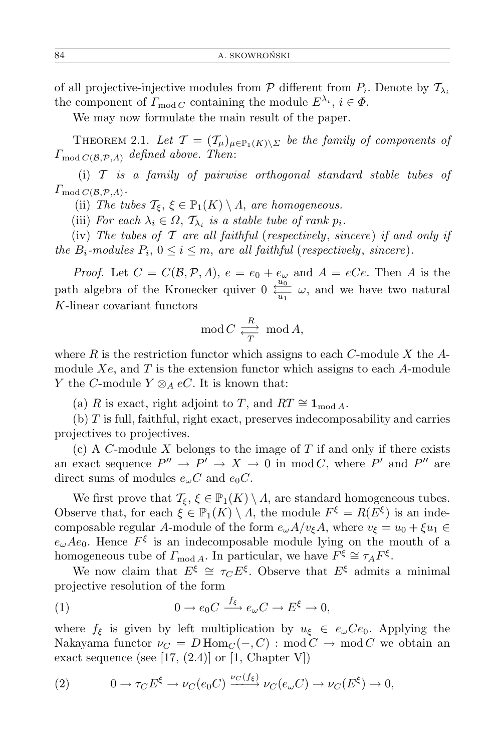of all projective-injective modules from $\mathcal{P}$ different from $P_i$. Denote by $\mathcal{T}_{\lambda_i}$ the component of $\Gamma_{\operatorname{mod} C}$ containing the module $E^{\lambda_i}$, $i \in \Phi$.

We may now formulate the main result of the paper.

THEOREM 2.1. *Let $\mathcal{T} = (\mathcal{T}_\mu)_{\mu \in \mathbb{P}_1(K)\setminus \Sigma}$ be the family of components of $\Gamma_{\operatorname{mod} C(\mathcal{B},\mathcal{P},\Lambda)}$ defined above. Then*:

(i) *$\mathcal{T}$ is a family of pairwise orthogonal standard stable tubes of $\Gamma_{\operatorname{mod} C(\mathcal{B},\mathcal{P},\Lambda)}$.*

(ii) *The tubes $\mathcal{T}_\xi$, $\xi \in \mathbb{P}_1(K)\setminus \Lambda$, are homogeneous.*

(iii) *For each $\lambda_i \in \Omega$, $\mathcal{T}_{\lambda_i}$ is a stable tube of rank $p_i$.*

(iv) *The tubes of $\mathcal{T}$ are all faithful* (*respectively*, *sincere*) *if and only if the $B_i$-modules $P_i$, $0 \le i \le m$, are all faithful* (*respectively*, *sincere*).

*Proof.* Let $C = C(\mathcal{B},\mathcal{P},\Lambda)$, $e = e_0 + e_\omega$ and $A = eCe$. Then $A$ is the path algebra of the Kronecker quiver $0 \underset{u_1}{\overset{u_0}{\longleftarrow\!\!\!\longleftarrow}} \omega$, and we have two natural $K$-linear covariant functors

$$\operatorname{mod} C \underset{T}{\overset{R}{\rightleftarrows}} \operatorname{mod} A,$$

where $R$ is the restriction functor which assigns to each $C$-module $X$ the $A$-module $Xe$, and $T$ is the extension functor which assigns to each $A$-module $Y$ the $C$-module $Y \otimes_A eC$. It is known that:

(a) $R$ is exact, right adjoint to $T$, and $RT \cong \mathbf{1}_{\operatorname{mod} A}$.

(b) $T$ is full, faithful, right exact, preserves indecomposability and carries projectives to projectives.

(c) A $C$-module $X$ belongs to the image of $T$ if and only if there exists an exact sequence $P'' \to P' \to X \to 0$ in $\operatorname{mod} C$, where $P'$ and $P''$ are direct sums of modules $e_\omega C$ and $e_0 C$.

We first prove that $\mathcal{T}_\xi$, $\xi \in \mathbb{P}_1(K)\setminus \Lambda$, are standard homogeneous tubes. Observe that, for each $\xi \in \mathbb{P}_1(K)\setminus \Lambda$, the module $F^\xi = R(E^\xi)$ is an indecomposable regular $A$-module of the form $e_\omega A/v_\xi A$, where $v_\xi = u_0 + \xi u_1 \in e_\omega A e_0$. Hence $F^\xi$ is an indecomposable module lying on the mouth of a homogeneous tube of $\Gamma_{\operatorname{mod} A}$. In particular, we have $F^\xi \cong \tau_A F^\xi$.

We now claim that $E^\xi \cong \tau_C E^\xi$. Observe that $E^\xi$ admits a minimal projective resolution of the form

$$0 \to e_0 C \xrightarrow{f_\xi} e_\omega C \to E^\xi \to 0, \tag{1}$$

where $f_\xi$ is given by left multiplication by $u_\xi \in e_\omega C e_0$. Applying the Nakayama functor $\nu_C = D\operatorname{Hom}_C(-, C) : \operatorname{mod} C \to \operatorname{mod} C$ we obtain an exact sequence (see [17, (2.4)] or [1, Chapter V])

$$0 \to \tau_C E^\xi \to \nu_C(e_0 C) \xrightarrow{\nu_C(f_\xi)} \nu_C(e_\omega C) \to \nu_C(E^\xi) \to 0, \tag{2}$$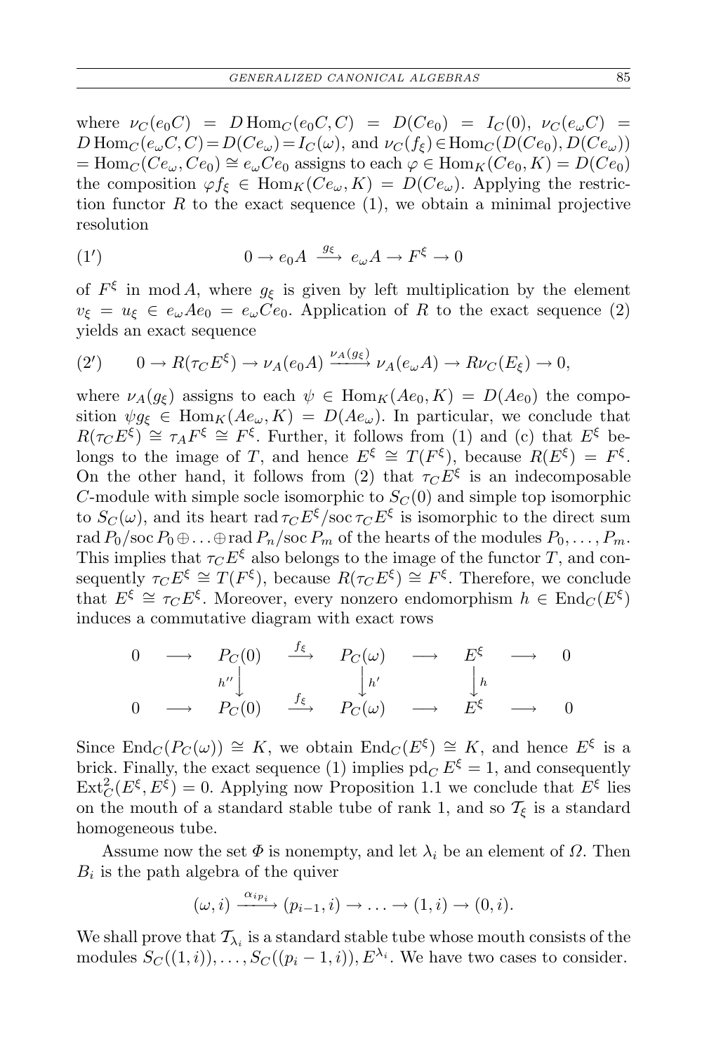where $\nu_C(e_0C) = D\operatorname{Hom}_C(e_0C, C) = D(Ce_0) = I_C(0)$, $\nu_C(e_\omega C) = D\operatorname{Hom}_C(e_\omega C, C) = D(Ce_\omega) = I_C(\omega)$, and $\nu_C(f_\xi) \in \operatorname{Hom}_C(D(Ce_0), D(Ce_\omega)) = \operatorname{Hom}_C(Ce_\omega, Ce_0) \cong e_\omega Ce_0$ assigns to each $\varphi \in \operatorname{Hom}_K(Ce_0, K) = D(Ce_0)$ the composition $\varphi f_\xi \in \operatorname{Hom}_K(Ce_\omega, K) = D(Ce_\omega)$. Applying the restriction functor $R$ to the exact sequence (1), we obtain a minimal projective resolution

$$(1') \qquad 0 \to e_0A \xrightarrow{\ g_\xi\ } e_\omega A \to F^\xi \to 0$$

of $F^\xi$ in $\operatorname{mod} A$, where $g_\xi$ is given by left multiplication by the element $v_\xi = u_\xi \in e_\omega Ae_0 = e_\omega Ce_0$. Application of $R$ to the exact sequence (2) yields an exact sequence

$$(2') \qquad 0 \to R(\tau_C E^\xi) \to \nu_A(e_0A) \xrightarrow{\nu_A(g_\xi)} \nu_A(e_\omega A) \to R\nu_C(E_\xi) \to 0,$$

where $\nu_A(g_\xi)$ assigns to each $\psi \in \operatorname{Hom}_K(Ae_0, K) = D(Ae_0)$ the composition $\psi g_\xi \in \operatorname{Hom}_K(Ae_\omega, K) = D(Ae_\omega)$. In particular, we conclude that $R(\tau_C E^\xi) \cong \tau_A F^\xi \cong F^\xi$. Further, it follows from (1) and (c) that $E^\xi$ belongs to the image of $T$, and hence $E^\xi \cong T(F^\xi)$, because $R(E^\xi) = F^\xi$. On the other hand, it follows from (2) that $\tau_C E^\xi$ is an indecomposable $C$-module with simple socle isomorphic to $S_C(0)$ and simple top isomorphic to $S_C(\omega)$, and its heart $\operatorname{rad}\tau_C E^\xi/\operatorname{soc}\tau_C E^\xi$ is isomorphic to the direct sum $\operatorname{rad} P_0/\operatorname{soc} P_0 \oplus \ldots \oplus \operatorname{rad} P_n/\operatorname{soc} P_m$ of the hearts of the modules $P_0, \ldots, P_m$. This implies that $\tau_C E^\xi$ also belongs to the image of the functor $T$, and consequently $\tau_C E^\xi \cong T(F^\xi)$, because $R(\tau_C E^\xi) \cong F^\xi$. Therefore, we conclude that $E^\xi \cong \tau_C E^\xi$. Moreover, every nonzero endomorphism $h \in \operatorname{End}_C(E^\xi)$ induces a commutative diagram with exact rows

$$\begin{array}{ccccccccc}
0 & \longrightarrow & P_C(0) & \xrightarrow{f_\xi} & P_C(\omega) & \longrightarrow & E^\xi & \longrightarrow & 0 \\
 & & \downarrow{\scriptstyle h''} & & \downarrow{\scriptstyle h'} & & \downarrow{\scriptstyle h} & & \\
0 & \longrightarrow & P_C(0) & \xrightarrow{f_\xi} & P_C(\omega) & \longrightarrow & E^\xi & \longrightarrow & 0
\end{array}$$

Since $\operatorname{End}_C(P_C(\omega)) \cong K$, we obtain $\operatorname{End}_C(E^\xi) \cong K$, and hence $E^\xi$ is a brick. Finally, the exact sequence (1) implies $\operatorname{pd}_C E^\xi = 1$, and consequently $\operatorname{Ext}^2_C(E^\xi, E^\xi) = 0$. Applying now Proposition 1.1 we conclude that $E^\xi$ lies on the mouth of a standard stable tube of rank 1, and so $\mathcal{T}_\xi$ is a standard homogeneous tube.

Assume now the set $\Phi$ is nonempty, and let $\lambda_i$ be an element of $\Omega$. Then $B_i$ is the path algebra of the quiver

$$(\omega, i) \xrightarrow{\alpha_{ip_i}} (p_{i-1}, i) \to \ldots \to (1, i) \to (0, i).$$

We shall prove that $\mathcal{T}_{\lambda_i}$ is a standard stable tube whose mouth consists of the modules $S_C((1,i)), \ldots, S_C((p_i - 1, i)), E^{\lambda_i}$. We have two cases to consider.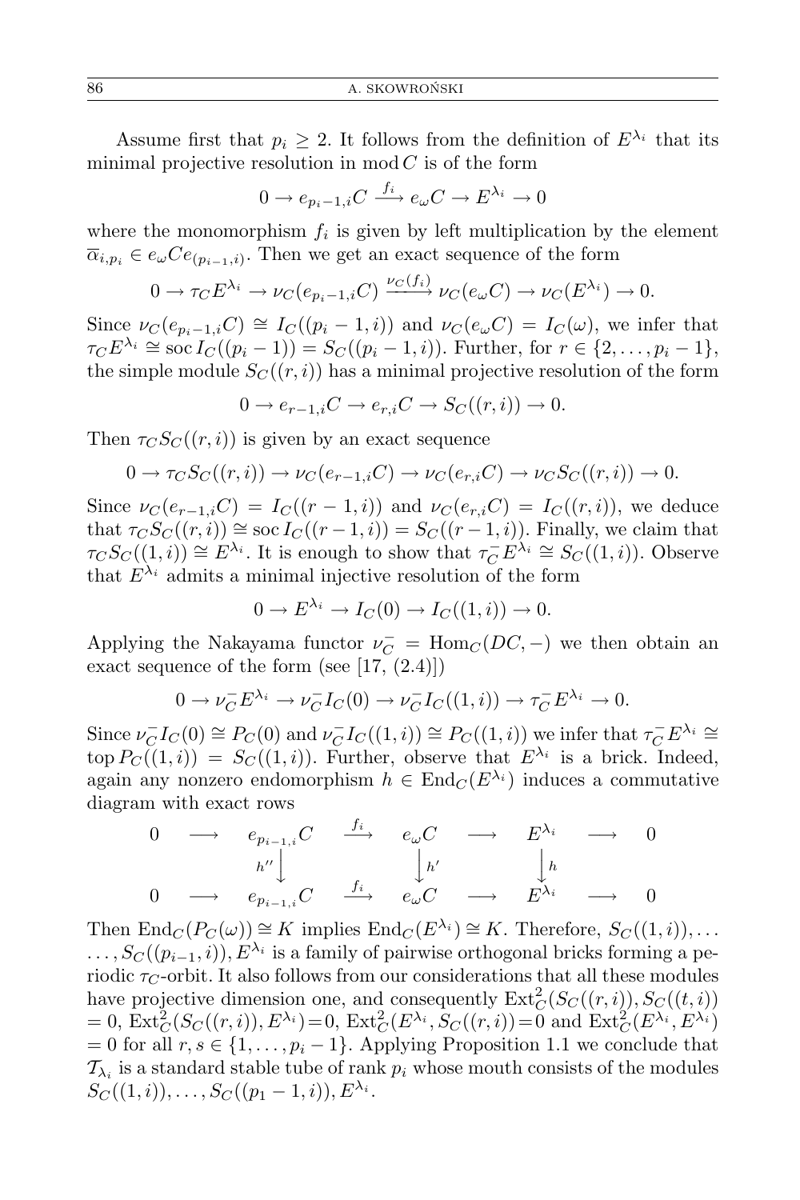Assume first that $p_i \geq 2$. It follows from the definition of $E^{\lambda_i}$ that its minimal projective resolution in $\operatorname{mod} C$ is of the form

$$0 \to e_{p_i-1,i}C \xrightarrow{f_i} e_\omega C \to E^{\lambda_i} \to 0$$

where the monomorphism $f_i$ is given by left multiplication by the element $\overline{\alpha}_{i,p_i} \in e_\omega C e_{(p_i-1,i)}$. Then we get an exact sequence of the form

$$0 \to \tau_C E^{\lambda_i} \to \nu_C(e_{p_i-1,i}C) \xrightarrow{\nu_C(f_i)} \nu_C(e_\omega C) \to \nu_C(E^{\lambda_i}) \to 0.$$

Since $\nu_C(e_{p_i-1,i}C) \cong I_C((p_i-1,i))$ and $\nu_C(e_\omega C) = I_C(\omega)$, we infer that $\tau_C E^{\lambda_i} \cong \operatorname{soc} I_C((p_i-1)) = S_C((p_i-1,i))$. Further, for $r \in \{2, \ldots, p_i-1\}$, the simple module $S_C((r,i))$ has a minimal projective resolution of the form

$$0 \to e_{r-1,i}C \to e_{r,i}C \to S_C((r,i)) \to 0.$$

Then $\tau_C S_C((r,i))$ is given by an exact sequence

$$0 \to \tau_C S_C((r,i)) \to \nu_C(e_{r-1,i}C) \to \nu_C(e_{r,i}C) \to \nu_C S_C((r,i)) \to 0.$$

Since $\nu_C(e_{r-1,i}C) = I_C((r-1,i))$ and $\nu_C(e_{r,i}C) = I_C((r,i))$, we deduce that $\tau_C S_C((r,i)) \cong \operatorname{soc} I_C((r-1,i)) = S_C((r-1,i))$. Finally, we claim that $\tau_C S_C((1,i)) \cong E^{\lambda_i}$. It is enough to show that $\tau_C^- E^{\lambda_i} \cong S_C((1,i))$. Observe that $E^{\lambda_i}$ admits a minimal injective resolution of the form

$$0 \to E^{\lambda_i} \to I_C(0) \to I_C((1,i)) \to 0.$$

Applying the Nakayama functor $\nu_C^- = \operatorname{Hom}_C(DC, -)$ we then obtain an exact sequence of the form (see [17, (2.4)])

$$0 \to \nu_C^- E^{\lambda_i} \to \nu_C^- I_C(0) \to \nu_C^- I_C((1,i)) \to \tau_C^- E^{\lambda_i} \to 0.$$

Since $\nu_C^- I_C(0) \cong P_C(0)$ and $\nu_C^- I_C((1,i)) \cong P_C((1,i))$ we infer that $\tau_C^- E^{\lambda_i} \cong \operatorname{top} P_C((1,i)) = S_C((1,i))$. Further, observe that $E^{\lambda_i}$ is a brick. Indeed, again any nonzero endomorphism $h \in \operatorname{End}_C(E^{\lambda_i})$ induces a commutative diagram with exact rows

$$\begin{array}{ccccccccc}
0 & \longrightarrow & e_{p_{i-1},i}C & \xrightarrow{f_i} & e_\omega C & \longrightarrow & E^{\lambda_i} & \longrightarrow & 0 \\
 & & \downarrow{\scriptstyle h''} & & \downarrow{\scriptstyle h'} & & \downarrow{\scriptstyle h} & & \\
0 & \longrightarrow & e_{p_{i-1},i}C & \xrightarrow{f_i} & e_\omega C & \longrightarrow & E^{\lambda_i} & \longrightarrow & 0
\end{array}$$

Then $\operatorname{End}_C(P_C(\omega)) \cong K$ implies $\operatorname{End}_C(E^{\lambda_i}) \cong K$. Therefore, $S_C((1,i)), \ldots, S_C((p_{i-1},i)), E^{\lambda_i}$ is a family of pairwise orthogonal bricks forming a periodic $\tau_C$-orbit. It also follows from our considerations that all these modules have projective dimension one, and consequently $\operatorname{Ext}_C^2(S_C((r,i)), S_C((t,i)) = 0$, $\operatorname{Ext}_C^2(S_C((r,i)), E^{\lambda_i}) = 0$, $\operatorname{Ext}_C^2(E^{\lambda_i}, S_C((r,i)) = 0$ and $\operatorname{Ext}_C^2(E^{\lambda_i}, E^{\lambda_i}) = 0$ for all $r, s \in \{1, \ldots, p_i - 1\}$. Applying Proposition 1.1 we conclude that $\mathcal{T}_{\lambda_i}$ is a standard stable tube of rank $p_i$ whose mouth consists of the modules $S_C((1,i)), \ldots, S_C((p_1-1,i)), E^{\lambda_i}$.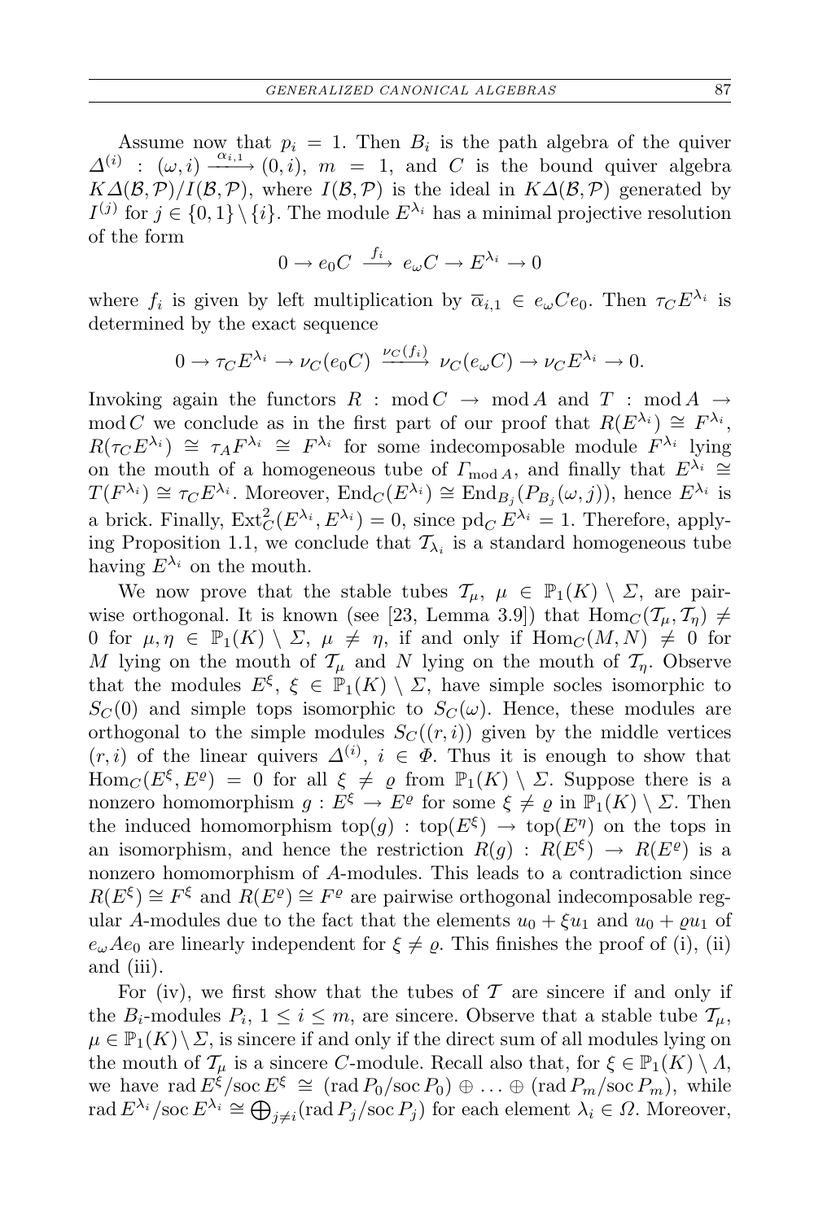Assume now that $p_i = 1$. Then $B_i$ is the path algebra of the quiver $\Delta^{(i)} : (\omega, i) \xrightarrow{\alpha_{i,1}} (0, i)$, $m = 1$, and $C$ is the bound quiver algebra $K\Delta(\mathcal{B}, \mathcal{P})/I(\mathcal{B}, \mathcal{P})$, where $I(\mathcal{B}, \mathcal{P})$ is the ideal in $K\Delta(\mathcal{B}, \mathcal{P})$ generated by $I^{(j)}$ for $j \in \{0, 1\} \setminus \{i\}$. The module $E^{\lambda_i}$ has a minimal projective resolution of the form

$$0 \to e_0 C \xrightarrow{f_i} e_\omega C \to E^{\lambda_i} \to 0$$

where $f_i$ is given by left multiplication by $\overline{\alpha}_{i,1} \in e_\omega C e_0$. Then $\tau_C E^{\lambda_i}$ is determined by the exact sequence

$$0 \to \tau_C E^{\lambda_i} \to \nu_C(e_0 C) \xrightarrow{\nu_C(f_i)} \nu_C(e_\omega C) \to \nu_C E^{\lambda_i} \to 0.$$

Invoking again the functors $R : \operatorname{mod} C \to \operatorname{mod} A$ and $T : \operatorname{mod} A \to \operatorname{mod} C$ we conclude as in the first part of our proof that $R(E^{\lambda_i}) \cong F^{\lambda_i}$, $R(\tau_C E^{\lambda_i}) \cong \tau_A F^{\lambda_i} \cong F^{\lambda_i}$ for some indecomposable module $F^{\lambda_i}$ lying on the mouth of a homogeneous tube of $\Gamma_{\operatorname{mod} A}$, and finally that $E^{\lambda_i} \cong T(F^{\lambda_i}) \cong \tau_C E^{\lambda_i}$. Moreover, $\operatorname{End}_C(E^{\lambda_i}) \cong \operatorname{End}_{B_j}(P_{B_j}(\omega, j))$, hence $E^{\lambda_i}$ is a brick. Finally, $\operatorname{Ext}^2_C(E^{\lambda_i}, E^{\lambda_i}) = 0$, since $\operatorname{pd}_C E^{\lambda_i} = 1$. Therefore, applying Proposition 1.1, we conclude that $\mathcal{T}_{\lambda_i}$ is a standard homogeneous tube having $E^{\lambda_i}$ on the mouth.

We now prove that the stable tubes $\mathcal{T}_\mu$, $\mu \in \mathbb{P}_1(K) \setminus \Sigma$, are pairwise orthogonal. It is known (see [23, Lemma 3.9]) that $\operatorname{Hom}_C(\mathcal{T}_\mu, \mathcal{T}_\eta) \neq 0$ for $\mu, \eta \in \mathbb{P}_1(K) \setminus \Sigma$, $\mu \neq \eta$, if and only if $\operatorname{Hom}_C(M, N) \neq 0$ for $M$ lying on the mouth of $\mathcal{T}_\mu$ and $N$ lying on the mouth of $\mathcal{T}_\eta$. Observe that the modules $E^\xi$, $\xi \in \mathbb{P}_1(K) \setminus \Sigma$, have simple socles isomorphic to $S_C(0)$ and simple tops isomorphic to $S_C(\omega)$. Hence, these modules are orthogonal to the simple modules $S_C((r, i))$ given by the middle vertices $(r, i)$ of the linear quivers $\Delta^{(i)}$, $i \in \Phi$. Thus it is enough to show that $\operatorname{Hom}_C(E^\xi, E^\varrho) = 0$ for all $\xi \neq \varrho$ from $\mathbb{P}_1(K) \setminus \Sigma$. Suppose there is a nonzero homomorphism $g : E^\xi \to E^\varrho$ for some $\xi \neq \varrho$ in $\mathbb{P}_1(K) \setminus \Sigma$. Then the induced homomorphism $\operatorname{top}(g) : \operatorname{top}(E^\xi) \to \operatorname{top}(E^\eta)$ on the tops in an isomorphism, and hence the restriction $R(g) : R(E^\xi) \to R(E^\varrho)$ is a nonzero homomorphism of $A$-modules. This leads to a contradiction since $R(E^\xi) \cong F^\xi$ and $R(E^\varrho) \cong F^\varrho$ are pairwise orthogonal indecomposable regular $A$-modules due to the fact that the elements $u_0 + \xi u_1$ and $u_0 + \varrho u_1$ of $e_\omega A e_0$ are linearly independent for $\xi \neq \varrho$. This finishes the proof of (i), (ii) and (iii).

For (iv), we first show that the tubes of $\mathcal{T}$ are sincere if and only if the $B_i$-modules $P_i$, $1 \le i \le m$, are sincere. Observe that a stable tube $\mathcal{T}_\mu$, $\mu \in \mathbb{P}_1(K) \setminus \Sigma$, is sincere if and only if the direct sum of all modules lying on the mouth of $\mathcal{T}_\mu$ is a sincere $C$-module. Recall also that, for $\xi \in \mathbb{P}_1(K) \setminus \Lambda$, we have $\operatorname{rad} E^\xi / \operatorname{soc} E^\xi \cong (\operatorname{rad} P_0 / \operatorname{soc} P_0) \oplus \ldots \oplus (\operatorname{rad} P_m / \operatorname{soc} P_m)$, while $\operatorname{rad} E^{\lambda_i} / \operatorname{soc} E^{\lambda_i} \cong \bigoplus_{j \neq i} (\operatorname{rad} P_j / \operatorname{soc} P_j)$ for each element $\lambda_i \in \Omega$. Moreover,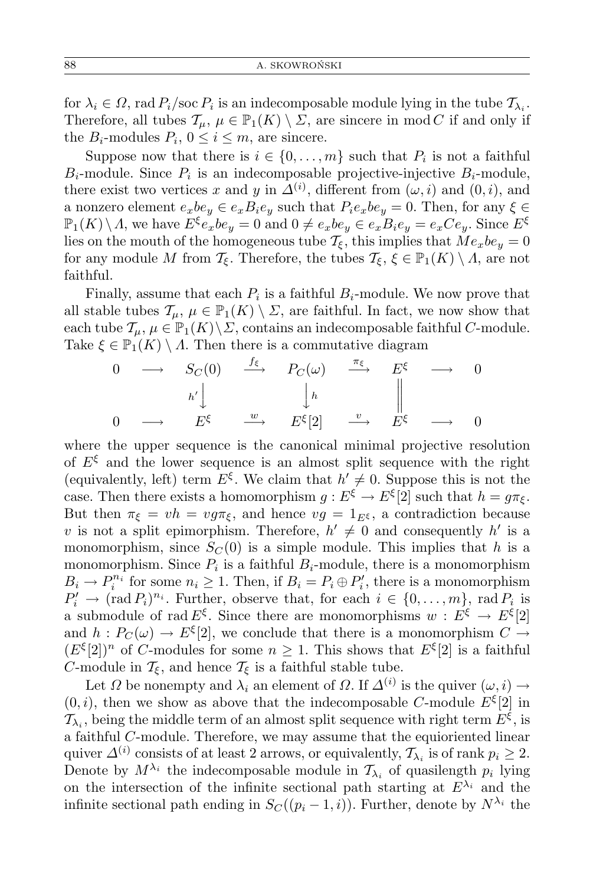for $\lambda_i \in \Omega$, $\operatorname{rad} P_i/\operatorname{soc} P_i$ is an indecomposable module lying in the tube $\mathcal{T}_{\lambda_i}$. Therefore, all tubes $\mathcal{T}_\mu$, $\mu \in \mathbb{P}_1(K) \setminus \Sigma$, are sincere in $\operatorname{mod} C$ if and only if the $B_i$-modules $P_i$, $0 \le i \le m$, are sincere.

Suppose now that there is $i \in \{0, \ldots, m\}$ such that $P_i$ is not a faithful $B_i$-module. Since $P_i$ is an indecomposable projective-injective $B_i$-module, there exist two vertices $x$ and $y$ in $\Delta^{(i)}$, different from $(\omega, i)$ and $(0, i)$, and a nonzero element $e_x b e_y \in e_x B_i e_y$ such that $P_i e_x b e_y = 0$. Then, for any $\xi \in \mathbb{P}_1(K) \setminus \Lambda$, we have $E^\xi e_x b e_y = 0$ and $0 \ne e_x b e_y \in e_x B_i e_y = e_x C e_y$. Since $E^\xi$ lies on the mouth of the homogeneous tube $\mathcal{T}_\xi$, this implies that $M e_x b e_y = 0$ for any module $M$ from $\mathcal{T}_\xi$. Therefore, the tubes $\mathcal{T}_\xi$, $\xi \in \mathbb{P}_1(K) \setminus \Lambda$, are not faithful.

Finally, assume that each $P_i$ is a faithful $B_i$-module. We now prove that all stable tubes $\mathcal{T}_\mu$, $\mu \in \mathbb{P}_1(K) \setminus \Sigma$, are faithful. In fact, we now show that each tube $\mathcal{T}_\mu$, $\mu \in \mathbb{P}_1(K) \setminus \Sigma$, contains an indecomposable faithful $C$-module. Take $\xi \in \mathbb{P}_1(K) \setminus \Lambda$. Then there is a commutative diagram

$$\begin{array}{ccccccccc}
0 & \longrightarrow & S_C(0) & \xrightarrow{f_\xi} & P_C(\omega) & \xrightarrow{\pi_\xi} & E^\xi & \longrightarrow & 0 \\
 & & \Big\downarrow{\scriptstyle h'} & & \Big\downarrow{\scriptstyle h} & & \Big\| & & \\
0 & \longrightarrow & E^\xi & \xrightarrow{w} & E^\xi[2] & \xrightarrow{v} & E^\xi & \longrightarrow & 0
\end{array}$$

where the upper sequence is the canonical minimal projective resolution of $E^\xi$ and the lower sequence is an almost split sequence with the right (equivalently, left) term $E^\xi$. We claim that $h' \ne 0$. Suppose this is not the case. Then there exists a homomorphism $g : E^\xi \to E^\xi[2]$ such that $h = g\pi_\xi$. But then $\pi_\xi = vh = vg\pi_\xi$, and hence $vg = 1_{E^\xi}$, a contradiction because $v$ is not a split epimorphism. Therefore, $h' \ne 0$ and consequently $h'$ is a monomorphism, since $S_C(0)$ is a simple module. This implies that $h$ is a monomorphism. Since $P_i$ is a faithful $B_i$-module, there is a monomorphism $B_i \to P_i^{n_i}$ for some $n_i \ge 1$. Then, if $B_i = P_i \oplus P_i'$, there is a monomorphism $P_i' \to (\operatorname{rad} P_i)^{n_i}$. Further, observe that, for each $i \in \{0, \ldots, m\}$, $\operatorname{rad} P_i$ is a submodule of $\operatorname{rad} E^\xi$. Since there are monomorphisms $w : E^\xi \to E^\xi[2]$ and $h : P_C(\omega) \to E^\xi[2]$, we conclude that there is a monomorphism $C \to (E^\xi[2])^n$ of $C$-modules for some $n \ge 1$. This shows that $E^\xi[2]$ is a faithful $C$-module in $\mathcal{T}_\xi$, and hence $\mathcal{T}_\xi$ is a faithful stable tube.

Let $\Omega$ be nonempty and $\lambda_i$ an element of $\Omega$. If $\Delta^{(i)}$ is the quiver $(\omega, i) \to (0, i)$, then we show as above that the indecomposable $C$-module $E^\xi[2]$ in $\mathcal{T}_{\lambda_i}$, being the middle term of an almost split sequence with right term $E^\xi$, is a faithful $C$-module. Therefore, we may assume that the equioriented linear quiver $\Delta^{(i)}$ consists of at least 2 arrows, or equivalently, $\mathcal{T}_{\lambda_i}$ is of rank $p_i \ge 2$. Denote by $M^{\lambda_i}$ the indecomposable module in $\mathcal{T}_{\lambda_i}$ of quasilength $p_i$ lying on the intersection of the infinite sectional path starting at $E^{\lambda_i}$ and the infinite sectional path ending in $S_C((p_i - 1, i))$. Further, denote by $N^{\lambda_i}$ the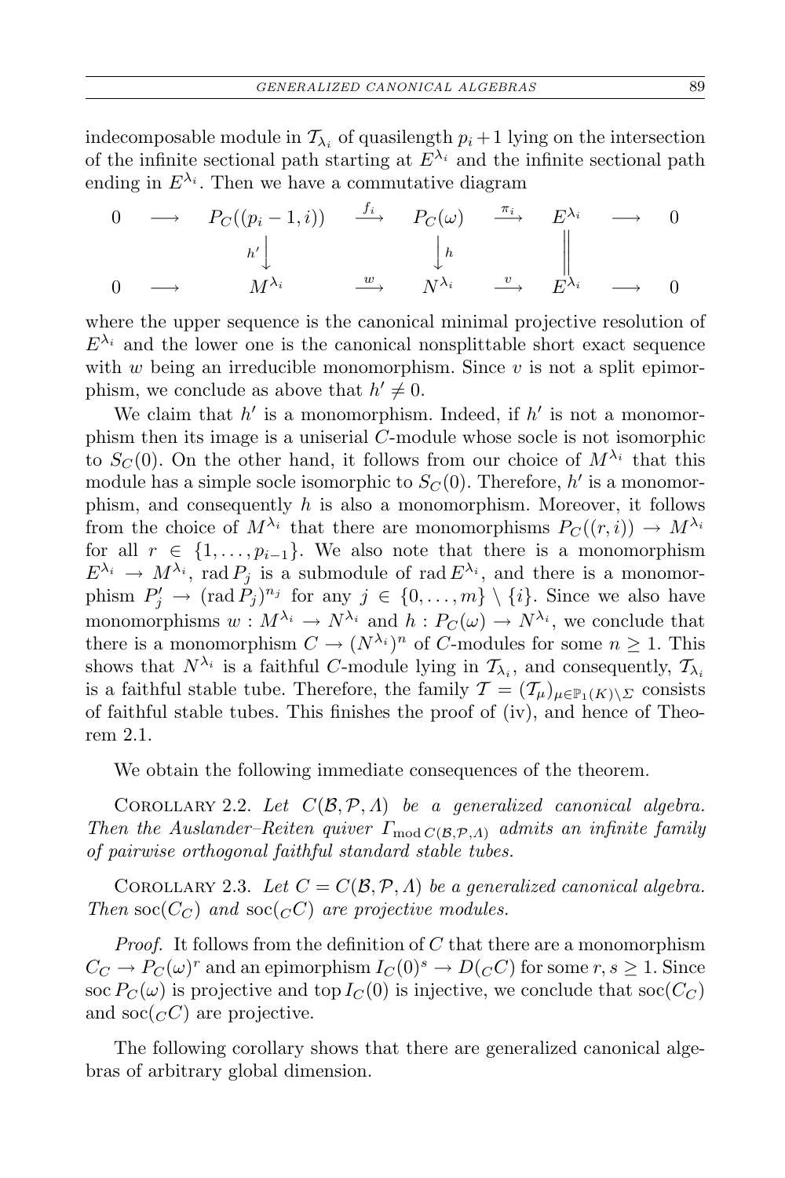indecomposable module in $\mathcal{T}_{\lambda_i}$ of quasilength $p_i+1$ lying on the intersection of the infinite sectional path starting at $E^{\lambda_i}$ and the infinite sectional path ending in $E^{\lambda_i}$. Then we have a commutative diagram

$$\begin{array}{ccccccccc}
0 & \longrightarrow & P_C((p_i-1,i)) & \xrightarrow{f_i} & P_C(\omega) & \xrightarrow{\pi_i} & E^{\lambda_i} & \longrightarrow & 0 \\
 & & \Big\downarrow{\scriptstyle h'} & & \Big\downarrow{\scriptstyle h} & & \Big\| & & \\
0 & \longrightarrow & M^{\lambda_i} & \xrightarrow{w} & N^{\lambda_i} & \xrightarrow{v} & E^{\lambda_i} & \longrightarrow & 0
\end{array}$$

where the upper sequence is the canonical minimal projective resolution of $E^{\lambda_i}$ and the lower one is the canonical nonsplittable short exact sequence with $w$ being an irreducible monomorphism. Since $v$ is not a split epimorphism, we conclude as above that $h' \neq 0$.

We claim that $h'$ is a monomorphism. Indeed, if $h'$ is not a monomorphism then its image is a uniserial $C$-module whose socle is not isomorphic to $S_C(0)$. On the other hand, it follows from our choice of $M^{\lambda_i}$ that this module has a simple socle isomorphic to $S_C(0)$. Therefore, $h'$ is a monomorphism, and consequently $h$ is also a monomorphism. Moreover, it follows from the choice of $M^{\lambda_i}$ that there are monomorphisms $P_C((r,i)) \to M^{\lambda_i}$ for all $r \in \{1,\dots,p_{i-1}\}$. We also note that there is a monomorphism $E^{\lambda_i} \to M^{\lambda_i}$, $\operatorname{rad} P_j$ is a submodule of $\operatorname{rad} E^{\lambda_i}$, and there is a monomorphism $P'_j \to (\operatorname{rad} P_j)^{n_j}$ for any $j \in \{0,\dots,m\} \setminus \{i\}$. Since we also have monomorphisms $w : M^{\lambda_i} \to N^{\lambda_i}$ and $h : P_C(\omega) \to N^{\lambda_i}$, we conclude that there is a monomorphism $C \to (N^{\lambda_i})^n$ of $C$-modules for some $n \geq 1$. This shows that $N^{\lambda_i}$ is a faithful $C$-module lying in $\mathcal{T}_{\lambda_i}$, and consequently, $\mathcal{T}_{\lambda_i}$ is a faithful stable tube. Therefore, the family $\mathcal{T} = (\mathcal{T}_\mu)_{\mu \in \mathbb{P}_1(K)\setminus\Sigma}$ consists of faithful stable tubes. This finishes the proof of (iv), and hence of Theorem 2.1.

We obtain the following immediate consequences of the theorem.

Corollary 2.2. *Let $C(\mathcal{B},\mathcal{P},\Lambda)$ be a generalized canonical algebra. Then the Auslander–Reiten quiver $\Gamma_{\operatorname{mod} C(\mathcal{B},\mathcal{P},\Lambda)}$ admits an infinite family of pairwise orthogonal faithful standard stable tubes.*

Corollary 2.3. *Let $C = C(\mathcal{B},\mathcal{P},\Lambda)$ be a generalized canonical algebra. Then $\operatorname{soc}(C_C)$ and $\operatorname{soc}({}_CC)$ are projective modules.*

*Proof.* It follows from the definition of $C$ that there are a monomorphism $C_C \to P_C(\omega)^r$ and an epimorphism $I_C(0)^s \to D({}_CC)$ for some $r,s \geq 1$. Since $\operatorname{soc} P_C(\omega)$ is projective and $\operatorname{top} I_C(0)$ is injective, we conclude that $\operatorname{soc}(C_C)$ and $\operatorname{soc}({}_CC)$ are projective.

The following corollary shows that there are generalized canonical algebras of arbitrary global dimension.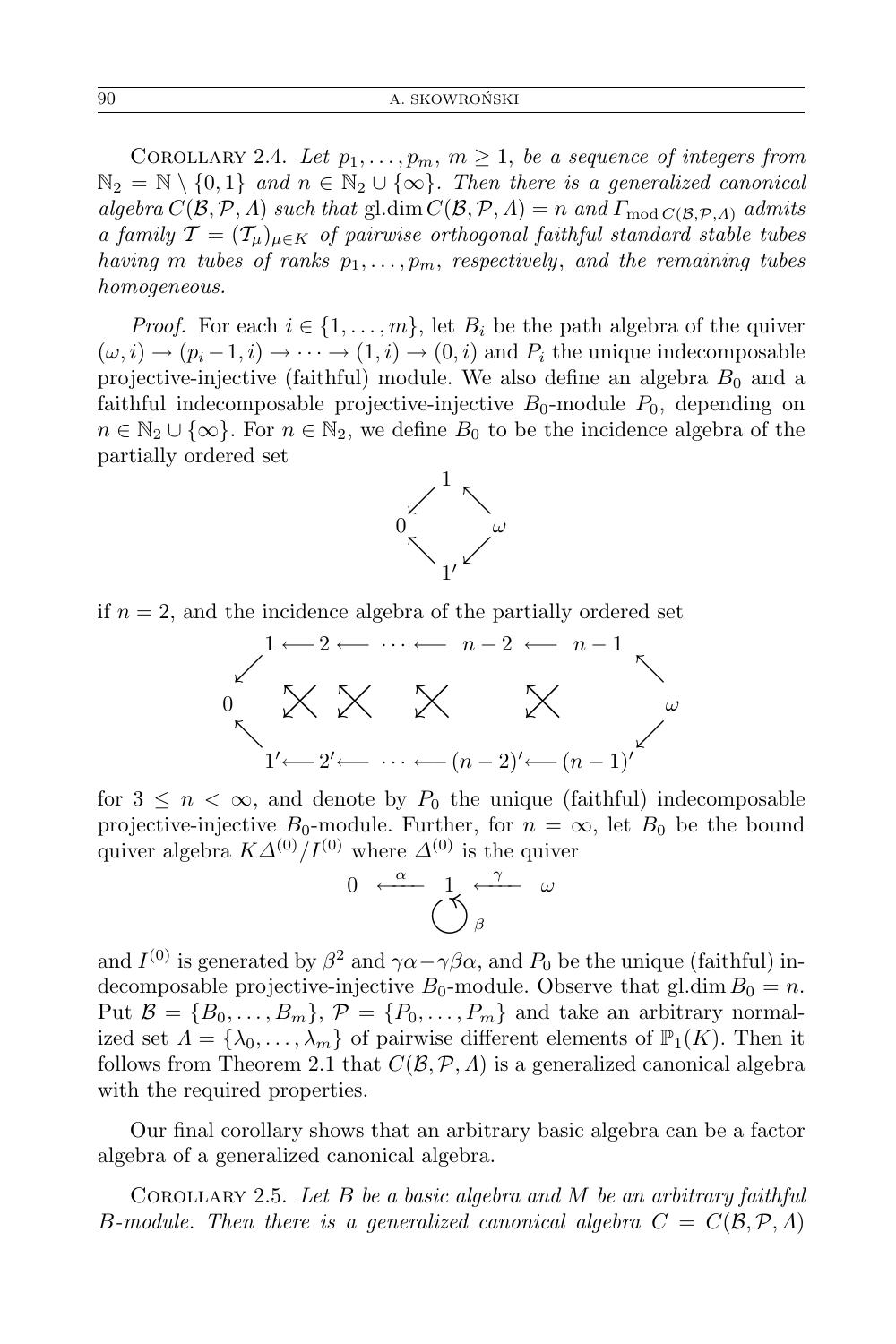Corollary 2.4. *Let $p_1, \ldots, p_m$, $m \geq 1$, be a sequence of integers from $\mathbb{N}_2 = \mathbb{N} \setminus \{0, 1\}$ and $n \in \mathbb{N}_2 \cup \{\infty\}$. Then there is a generalized canonical algebra $C(\mathcal{B}, \mathcal{P}, \Lambda)$ such that* $\operatorname{gl.dim} C(\mathcal{B}, \mathcal{P}, \Lambda) = n$ *and $\Gamma_{\operatorname{mod} C(\mathcal{B}, \mathcal{P}, \Lambda)}$ admits a family $\mathcal{T} = (\mathcal{T}_\mu)_{\mu \in K}$ of pairwise orthogonal faithful standard stable tubes having $m$ tubes of ranks $p_1, \ldots, p_m$, respectively, and the remaining tubes homogeneous.*

*Proof.* For each $i \in \{1, \ldots, m\}$, let $B_i$ be the path algebra of the quiver $(\omega, i) \to (p_i - 1, i) \to \cdots \to (1, i) \to (0, i)$ and $P_i$ the unique indecomposable projective-injective (faithful) module. We also define an algebra $B_0$ and a faithful indecomposable projective-injective $B_0$-module $P_0$, depending on $n \in \mathbb{N}_2 \cup \{\infty\}$. For $n \in \mathbb{N}_2$, we define $B_0$ to be the incidence algebra of the partially ordered set

$$\begin{array}{ccccc} & & 1 & & \\ & \swarrow & & \nwarrow & \\ 0 & & & & \omega \\ & \nwarrow & & \swarrow & \\ & & 1' & & \end{array}$$

if $n = 2$, and the incidence algebra of the partially ordered set

$$\begin{array}{ccccccccccc} & & 1 & \longleftarrow 2 \longleftarrow & \cdots \longleftarrow & n-2 & \longleftarrow & n-1 & & \\ & \swarrow & & & & & & & \nwarrow & \\ 0 & & & \times \quad \times & \quad \times & & \times & & & \omega \\ & \nwarrow & & & & & & & \swarrow & \\ & & 1' & \longleftarrow 2' \longleftarrow & \cdots \longleftarrow & (n-2)' & \longleftarrow & (n-1)' & & \end{array}$$

for $3 \leq n < \infty$, and denote by $P_0$ the unique (faithful) indecomposable projective-injective $B_0$-module. Further, for $n = \infty$, let $B_0$ be the bound quiver algebra $K\Delta^{(0)}/I^{(0)}$ where $\Delta^{(0)}$ is the quiver

$$0 \xleftarrow{\ \alpha\ } 1 \xleftarrow{\ \gamma\ } \omega, \qquad \beta \text{ a loop at } 1$$

and $I^{(0)}$ is generated by $\beta^2$ and $\gamma\alpha - \gamma\beta\alpha$, and $P_0$ be the unique (faithful) indecomposable projective-injective $B_0$-module. Observe that $\operatorname{gl.dim} B_0 = n$. Put $\mathcal{B} = \{B_0, \ldots, B_m\}$, $\mathcal{P} = \{P_0, \ldots, P_m\}$ and take an arbitrary normalized set $\Lambda = \{\lambda_0, \ldots, \lambda_m\}$ of pairwise different elements of $\mathbb{P}_1(K)$. Then it follows from Theorem 2.1 that $C(\mathcal{B}, \mathcal{P}, \Lambda)$ is a generalized canonical algebra with the required properties.

Our final corollary shows that an arbitrary basic algebra can be a factor algebra of a generalized canonical algebra.

Corollary 2.5. *Let $B$ be a basic algebra and $M$ be an arbitrary faithful $B$-module. Then there is a generalized canonical algebra $C = C(\mathcal{B}, \mathcal{P}, \Lambda)$*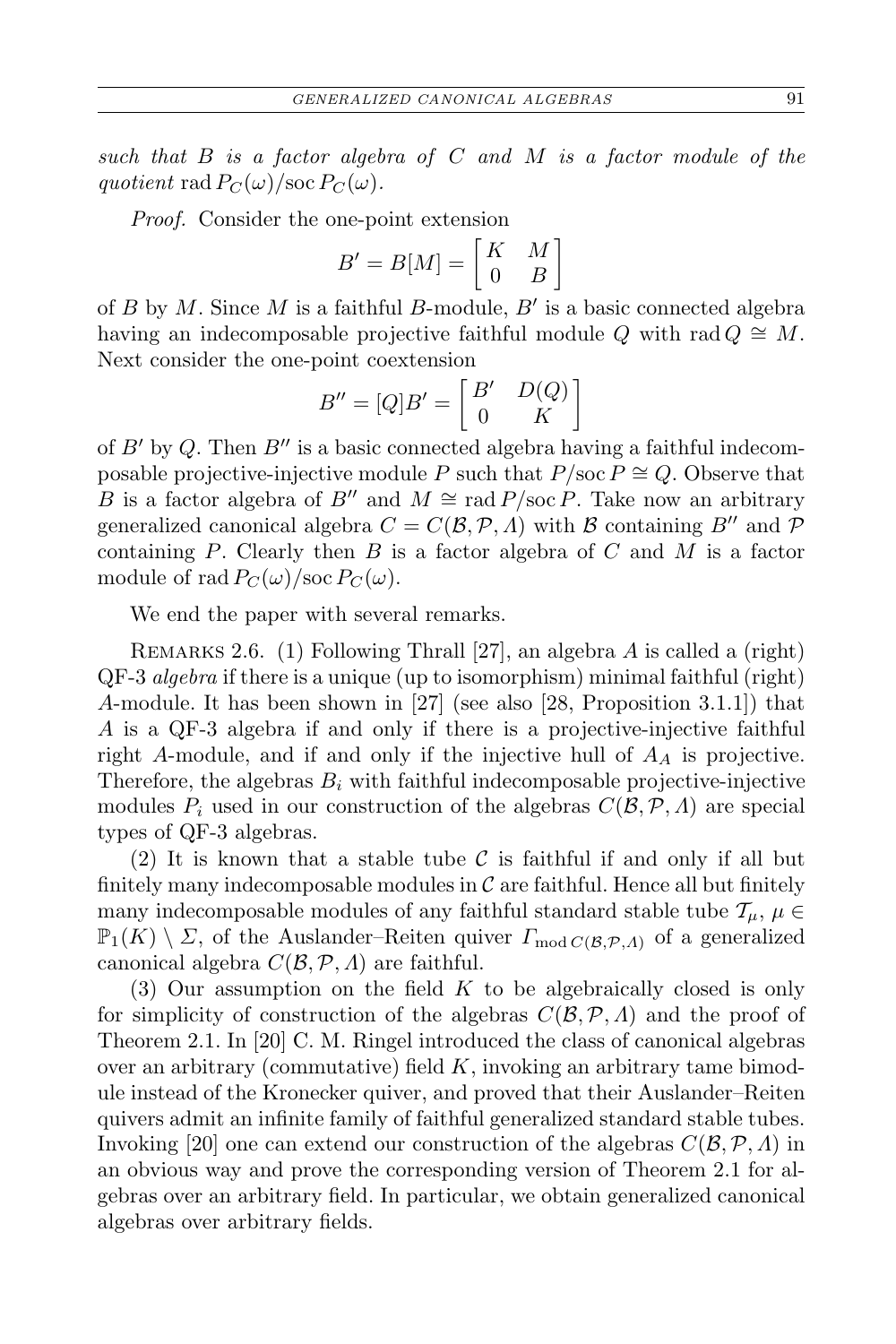*such that $B$ is a factor algebra of $C$ and $M$ is a factor module of the quotient* $\operatorname{rad} P_C(\omega)/\operatorname{soc} P_C(\omega)$.

*Proof.* Consider the one-point extension

$$B' = B[M] = \begin{bmatrix} K & M \\ 0 & B \end{bmatrix}$$

of $B$ by $M$. Since $M$ is a faithful $B$-module, $B'$ is a basic connected algebra having an indecomposable projective faithful module $Q$ with $\operatorname{rad} Q \cong M$. Next consider the one-point coextension

$$B'' = [Q]B' = \begin{bmatrix} B' & D(Q) \\ 0 & K \end{bmatrix}$$

of $B'$ by $Q$. Then $B''$ is a basic connected algebra having a faithful indecomposable projective-injective module $P$ such that $P/\operatorname{soc} P \cong Q$. Observe that $B$ is a factor algebra of $B''$ and $M \cong \operatorname{rad} P/\operatorname{soc} P$. Take now an arbitrary generalized canonical algebra $C = C(\mathcal{B}, \mathcal{P}, \Lambda)$ with $\mathcal{B}$ containing $B''$ and $\mathcal{P}$ containing $P$. Clearly then $B$ is a factor algebra of $C$ and $M$ is a factor module of $\operatorname{rad} P_C(\omega)/\operatorname{soc} P_C(\omega)$.

We end the paper with several remarks.

REMARKS 2.6. (1) Following Thrall [27], an algebra $A$ is called a (right) QF-3 *algebra* if there is a unique (up to isomorphism) minimal faithful (right) $A$-module. It has been shown in [27] (see also [28, Proposition 3.1.1]) that $A$ is a QF-3 algebra if and only if there is a projective-injective faithful right $A$-module, and if and only if the injective hull of $A_A$ is projective. Therefore, the algebras $B_i$ with faithful indecomposable projective-injective modules $P_i$ used in our construction of the algebras $C(\mathcal{B}, \mathcal{P}, \Lambda)$ are special types of QF-3 algebras.

(2) It is known that a stable tube $\mathcal{C}$ is faithful if and only if all but finitely many indecomposable modules in $\mathcal{C}$ are faithful. Hence all but finitely many indecomposable modules of any faithful standard stable tube $\mathcal{T}_\mu$, $\mu \in \mathbb{P}_1(K) \setminus \Sigma$, of the Auslander–Reiten quiver $\Gamma_{\operatorname{mod} C(\mathcal{B},\mathcal{P},\Lambda)}$ of a generalized canonical algebra $C(\mathcal{B}, \mathcal{P}, \Lambda)$ are faithful.

(3) Our assumption on the field $K$ to be algebraically closed is only for simplicity of construction of the algebras $C(\mathcal{B}, \mathcal{P}, \Lambda)$ and the proof of Theorem 2.1. In [20] C. M. Ringel introduced the class of canonical algebras over an arbitrary (commutative) field $K$, invoking an arbitrary tame bimodule instead of the Kronecker quiver, and proved that their Auslander–Reiten quivers admit an infinite family of faithful generalized standard stable tubes. Invoking [20] one can extend our construction of the algebras $C(\mathcal{B}, \mathcal{P}, \Lambda)$ in an obvious way and prove the corresponding version of Theorem 2.1 for algebras over an arbitrary field. In particular, we obtain generalized canonical algebras over arbitrary fields.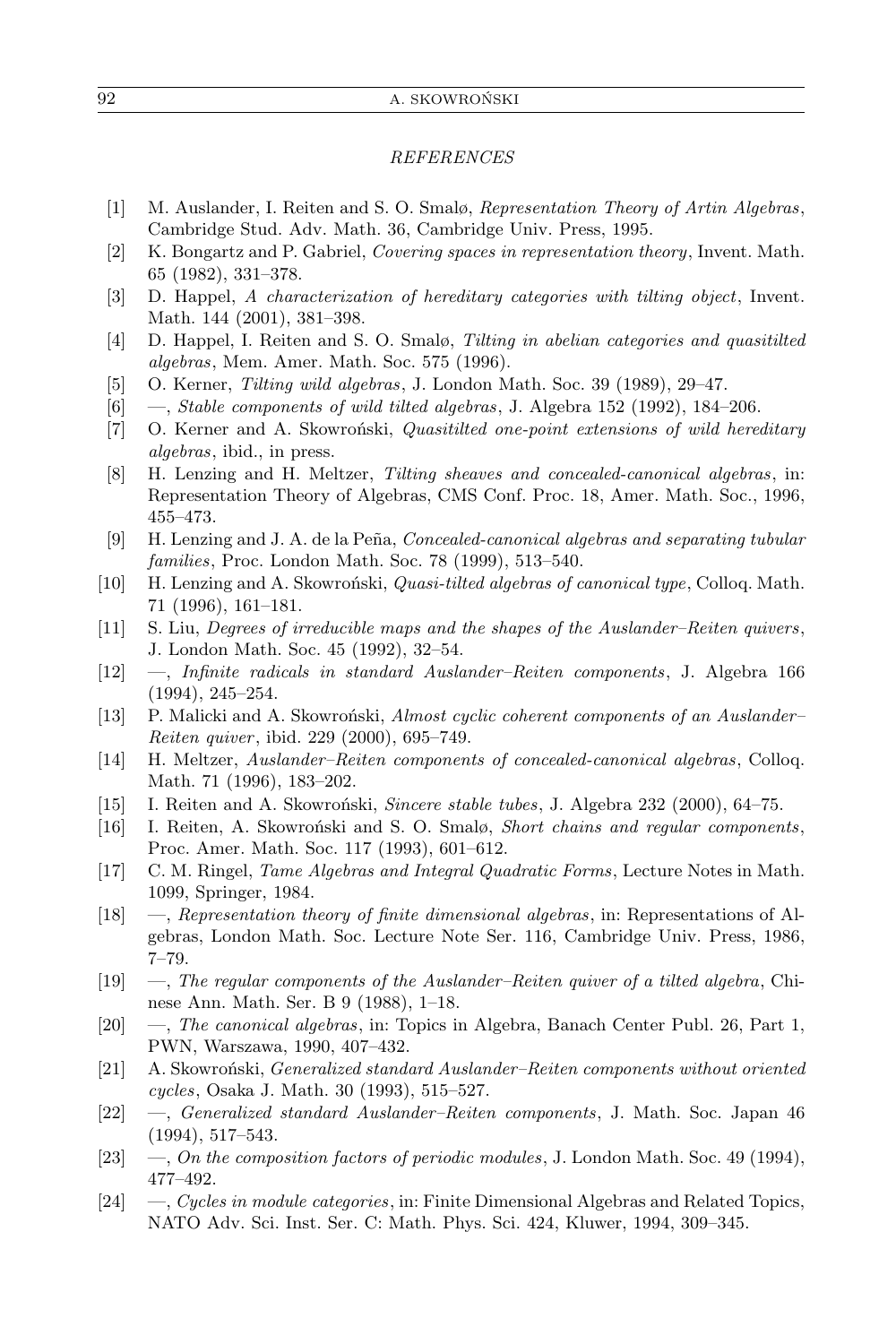*REFERENCES*

- [1] M. Auslander, I. Reiten and S. O. Smalø, *Representation Theory of Artin Algebras*, Cambridge Stud. Adv. Math. 36, Cambridge Univ. Press, 1995.
- [2] K. Bongartz and P. Gabriel, *Covering spaces in representation theory*, Invent. Math. 65 (1982), 331–378.
- [3] D. Happel, *A characterization of hereditary categories with tilting object*, Invent. Math. 144 (2001), 381–398.
- [4] D. Happel, I. Reiten and S. O. Smalø, *Tilting in abelian categories and quasitilted algebras*, Mem. Amer. Math. Soc. 575 (1996).
- [5] O. Kerner, *Tilting wild algebras*, J. London Math. Soc. 39 (1989), 29–47.
- [6] —, *Stable components of wild tilted algebras*, J. Algebra 152 (1992), 184–206.
- [7] O. Kerner and A. Skowroński, *Quasitilted one-point extensions of wild hereditary algebras*, ibid., in press.
- [8] H. Lenzing and H. Meltzer, *Tilting sheaves and concealed-canonical algebras*, in: Representation Theory of Algebras, CMS Conf. Proc. 18, Amer. Math. Soc., 1996, 455–473.
- [9] H. Lenzing and J. A. de la Peña, *Concealed-canonical algebras and separating tubular families*, Proc. London Math. Soc. 78 (1999), 513–540.
- [10] H. Lenzing and A. Skowroński, *Quasi-tilted algebras of canonical type*, Colloq. Math. 71 (1996), 161–181.
- [11] S. Liu, *Degrees of irreducible maps and the shapes of the Auslander–Reiten quivers*, J. London Math. Soc. 45 (1992), 32–54.
- [12] —, *Infinite radicals in standard Auslander–Reiten components*, J. Algebra 166 (1994), 245–254.
- [13] P. Malicki and A. Skowroński, *Almost cyclic coherent components of an Auslander–Reiten quiver*, ibid. 229 (2000), 695–749.
- [14] H. Meltzer, *Auslander–Reiten components of concealed-canonical algebras*, Colloq. Math. 71 (1996), 183–202.
- [15] I. Reiten and A. Skowroński, *Sincere stable tubes*, J. Algebra 232 (2000), 64–75.
- [16] I. Reiten, A. Skowroński and S. O. Smalø, *Short chains and regular components*, Proc. Amer. Math. Soc. 117 (1993), 601–612.
- [17] C. M. Ringel, *Tame Algebras and Integral Quadratic Forms*, Lecture Notes in Math. 1099, Springer, 1984.
- [18] —, *Representation theory of finite dimensional algebras*, in: Representations of Algebras, London Math. Soc. Lecture Note Ser. 116, Cambridge Univ. Press, 1986, 7–79.
- [19] —, *The regular components of the Auslander–Reiten quiver of a tilted algebra*, Chinese Ann. Math. Ser. B 9 (1988), 1–18.
- [20] —, *The canonical algebras*, in: Topics in Algebra, Banach Center Publ. 26, Part 1, PWN, Warszawa, 1990, 407–432.
- [21] A. Skowroński, *Generalized standard Auslander–Reiten components without oriented cycles*, Osaka J. Math. 30 (1993), 515–527.
- [22] —, *Generalized standard Auslander–Reiten components*, J. Math. Soc. Japan 46 (1994), 517–543.
- [23] —, *On the composition factors of periodic modules*, J. London Math. Soc. 49 (1994), 477–492.
- [24] —, *Cycles in module categories*, in: Finite Dimensional Algebras and Related Topics, NATO Adv. Sci. Inst. Ser. C: Math. Phys. Sci. 424, Kluwer, 1994, 309–345.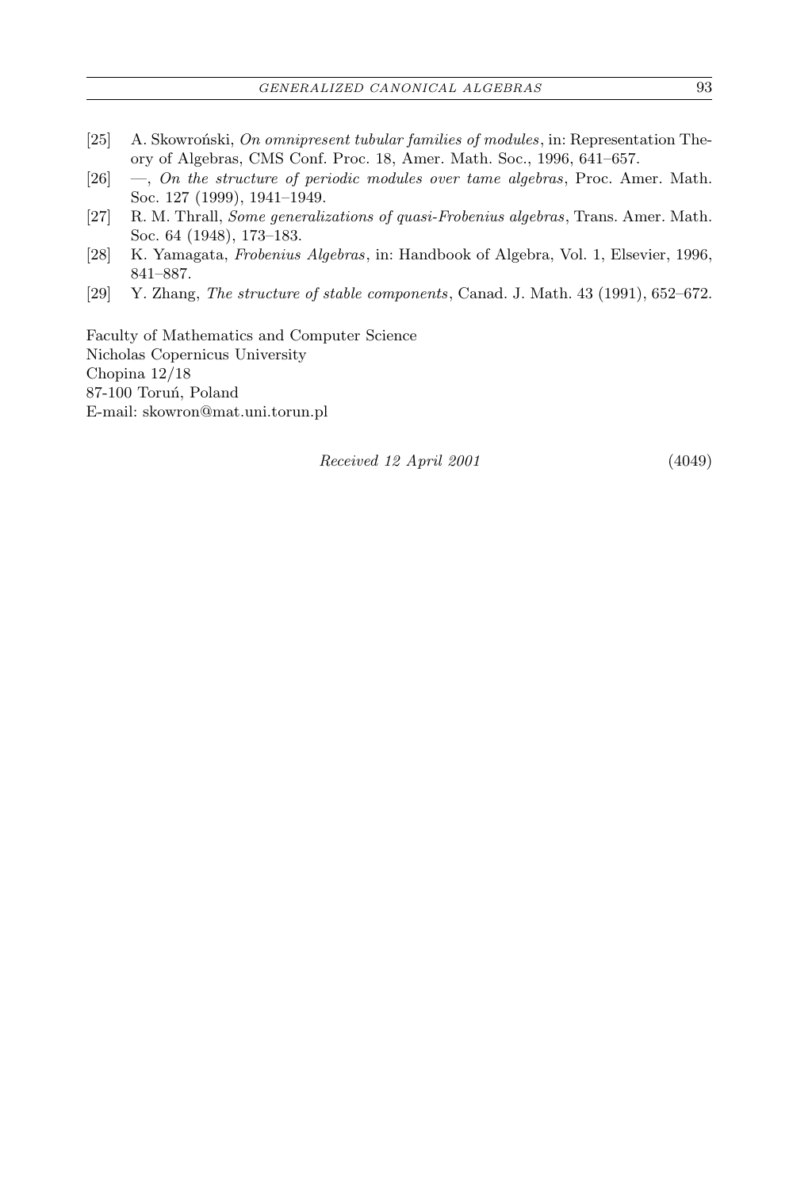[25] A. Skowroński, *On omnipresent tubular families of modules*, in: Representation Theory of Algebras, CMS Conf. Proc. 18, Amer. Math. Soc., 1996, 641–657.

[26] —, *On the structure of periodic modules over tame algebras*, Proc. Amer. Math. Soc. 127 (1999), 1941–1949.

[27] R. M. Thrall, *Some generalizations of quasi-Frobenius algebras*, Trans. Amer. Math. Soc. 64 (1948), 173–183.

[28] K. Yamagata, *Frobenius Algebras*, in: Handbook of Algebra, Vol. 1, Elsevier, 1996, 841–887.

[29] Y. Zhang, *The structure of stable components*, Canad. J. Math. 43 (1991), 652–672.

Faculty of Mathematics and Computer Science
Nicholas Copernicus University
Chopina 12/18
87-100 Toruń, Poland
E-mail: skowron@mat.uni.torun.pl

*Received 12 April 2001* (4049)